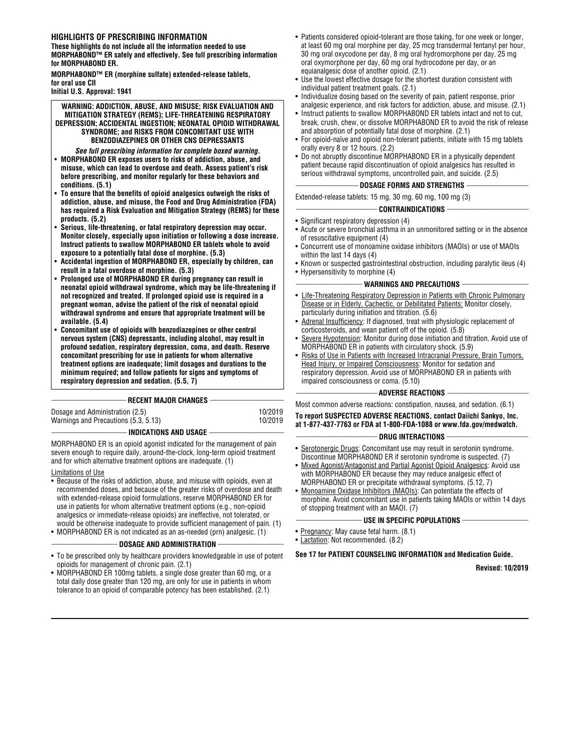## HIGHLIGHTS OF PRESCRIBING INFORMATION

**These highlights do not include all the information needed to use MORPHABOND™ ER safely and effectively. See full prescribing information for MORPHABOND ER.**

**MORPHABOND™ ER (morphine sulfate) extended-release tablets, for oral use CII**
**Initial U.S. Approval: 1941**

**WARNING: ADDICTION, ABUSE, AND MISUSE; RISK EVALUATION AND MITIGATION STRATEGY (REMS); LIFE-THREATENING RESPIRATORY DEPRESSION; ACCIDENTAL INGESTION; NEONATAL OPIOID WITHDRAWAL SYNDROME; and RISKS FROM CONCOMITANT USE WITH BENZODIAZEPINES OR OTHER CNS DEPRESSANTS**

***See full prescribing information for complete boxed warning.***

- **MORPHABOND ER exposes users to risks of addiction, abuse, and misuse, which can lead to overdose and death. Assess patient's risk before prescribing, and monitor regularly for these behaviors and conditions. (5.1)**
- **To ensure that the benefits of opioid analgesics outweigh the risks of addiction, abuse, and misuse, the Food and Drug Administration (FDA) has required a Risk Evaluation and Mitigation Strategy (REMS) for these products. (5.2)**
- **Serious, life-threatening, or fatal respiratory depression may occur. Monitor closely, especially upon initiation or following a dose increase. Instruct patients to swallow MORPHABOND ER tablets whole to avoid exposure to a potentially fatal dose of morphine. (5.3)**
- **Accidental ingestion of MORPHABOND ER, especially by children, can result in a fatal overdose of morphine. (5.3)**
- **Prolonged use of MORPHABOND ER during pregnancy can result in neonatal opioid withdrawal syndrome, which may be life-threatening if not recognized and treated. If prolonged opioid use is required in a pregnant woman, advise the patient of the risk of neonatal opioid withdrawal syndrome and ensure that appropriate treatment will be available. (5.4)**
- **Concomitant use of opioids with benzodiazepines or other central nervous system (CNS) depressants, including alcohol, may result in profound sedation, respiratory depression, coma, and death. Reserve concomitant prescribing for use in patients for whom alternative treatment options are inadequate; limit dosages and durations to the minimum required; and follow patients for signs and symptoms of respiratory depression and sedation. (5.5, 7)**

### RECENT MAJOR CHANGES

| | |
|---|---|
| Dosage and Administration (2.5) | 10/2019 |
| Warnings and Precautions (5.3, 5.13) | 10/2019 |

### INDICATIONS AND USAGE

MORPHABOND ER is an opioid agonist indicated for the management of pain severe enough to require daily, around-the-clock, long-term opioid treatment and for which alternative treatment options are inadequate. (1)

Limitations of Use

- Because of the risks of addiction, abuse, and misuse with opioids, even at recommended doses, and because of the greater risks of overdose and death with extended-release opioid formulations, reserve MORPHABOND ER for use in patients for whom alternative treatment options (e.g., non-opioid analgesics or immediate-release opioids) are ineffective, not tolerated, or would be otherwise inadequate to provide sufficient management of pain. (1)
- MORPHABOND ER is not indicated as an as-needed (prn) analgesic. (1)

### DOSAGE AND ADMINISTRATION

- To be prescribed only by healthcare providers knowledgeable in use of potent opioids for management of chronic pain. (2.1)
- MORPHABOND ER 100mg tablets, a single dose greater than 60 mg, or a total daily dose greater than 120 mg, are only for use in patients in whom tolerance to an opioid of comparable potency has been established. (2.1)
- Patients considered opioid-tolerant are those taking, for one week or longer, at least 60 mg oral morphine per day, 25 mcg transdermal fentanyl per hour, 30 mg oral oxycodone per day, 8 mg oral hydromorphone per day, 25 mg oral oxymorphone per day, 60 mg oral hydrocodone per day, or an equianalgesic dose of another opioid. (2.1)
- Use the lowest effective dosage for the shortest duration consistent with individual patient treatment goals. (2.1)
- Individualize dosing based on the severity of pain, patient response, prior analgesic experience, and risk factors for addiction, abuse, and misuse. (2.1)
- Instruct patients to swallow MORPHABOND ER tablets intact and not to cut, break, crush, chew, or dissolve MORPHABOND ER to avoid the risk of release and absorption of potentially fatal dose of morphine. (2.1)
- For opioid-naïve and opioid non-tolerant patients, initiate with 15 mg tablets orally every 8 or 12 hours. (2.2)
- Do not abruptly discontinue MORPHABOND ER in a physically dependent patient because rapid discontinuation of opioid analgesics has resulted in serious withdrawal symptoms, uncontrolled pain, and suicide. (2.5)

### DOSAGE FORMS AND STRENGTHS

Extended-release tablets: 15 mg, 30 mg, 60 mg, 100 mg (3)

### CONTRAINDICATIONS

- Significant respiratory depression (4)
- Acute or severe bronchial asthma in an unmonitored setting or in the absence of resuscitative equipment (4)
- Concurrent use of monoamine oxidase inhibitors (MAOIs) or use of MAOIs within the last 14 days (4)
- Known or suspected gastrointestinal obstruction, including paralytic ileus (4)
- Hypersensitivity to morphine (4)

### WARNINGS AND PRECAUTIONS

- Life-Threatening Respiratory Depression in Patients with Chronic Pulmonary Disease or in Elderly, Cachectic, or Debilitated Patients: Monitor closely, particularly during initiation and titration. (5.6)
- Adrenal Insufficiency: If diagnosed, treat with physiologic replacement of corticosteroids, and wean patient off of the opioid. (5.8)
- Severe Hypotension: Monitor during dose initiation and titration. Avoid use of MORPHABOND ER in patients with circulatory shock. (5.9)
- Risks of Use in Patients with Increased Intracranial Pressure, Brain Tumors, Head Injury, or Impaired Consciousness: Monitor for sedation and respiratory depression. Avoid use of MORPHABOND ER in patients with impaired consciousness or coma. (5.10)

### ADVERSE REACTIONS

Most common adverse reactions: constipation, nausea, and sedation. (6.1)

**To report SUSPECTED ADVERSE REACTIONS, contact Daiichi Sankyo, Inc. at 1-877-437-7763 or FDA at 1-800-FDA-1088 or www.fda.gov/medwatch.**

### DRUG INTERACTIONS

- Serotonergic Drugs: Concomitant use may result in serotonin syndrome. Discontinue MORPHABOND ER if serotonin syndrome is suspected. (7)
- Mixed Agonist/Antagonist and Partial Agonist Opioid Analgesics: Avoid use with MORPHABOND ER because they may reduce analgesic effect of MORPHABOND ER or precipitate withdrawal symptoms. (5.12, 7)
- Monoamine Oxidase Inhibitors (MAOIs): Can potentiate the effects of morphine. Avoid concomitant use in patients taking MAOIs or within 14 days of stopping treatment with an MAOI. (7)

### USE IN SPECIFIC POPULATIONS

- Pregnancy: May cause fetal harm. (8.1)
- Lactation: Not recommended. (8.2)

**See 17 for PATIENT COUNSELING INFORMATION and Medication Guide.**

**Revised: 10/2019**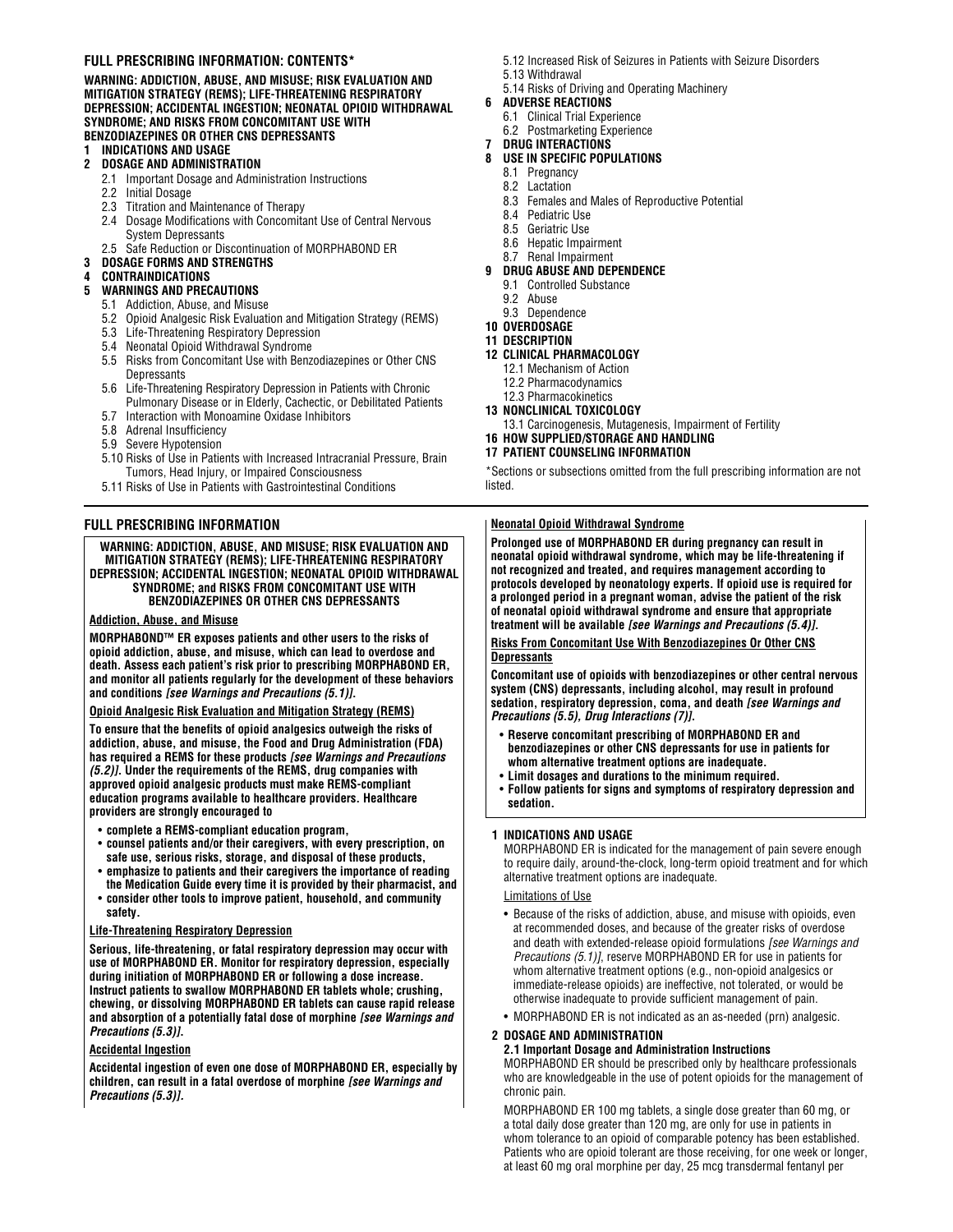## FULL PRESCRIBING INFORMATION: CONTENTS*

**WARNING: ADDICTION, ABUSE, AND MISUSE; RISK EVALUATION AND MITIGATION STRATEGY (REMS); LIFE-THREATENING RESPIRATORY DEPRESSION; ACCIDENTAL INGESTION; NEONATAL OPIOID WITHDRAWAL SYNDROME; AND RISKS FROM CONCOMITANT USE WITH BENZODIAZEPINES OR OTHER CNS DEPRESSANTS**

**1 INDICATIONS AND USAGE**

**2 DOSAGE AND ADMINISTRATION**

- 2.1 Important Dosage and Administration Instructions
- 2.2 Initial Dosage
- 2.3 Titration and Maintenance of Therapy
- 2.4 Dosage Modifications with Concomitant Use of Central Nervous System Depressants
- 2.5 Safe Reduction or Discontinuation of MORPHABOND ER

**3 DOSAGE FORMS AND STRENGTHS**

**4 CONTRAINDICATIONS**

**5 WARNINGS AND PRECAUTIONS**

- 5.1 Addiction, Abuse, and Misuse
- 5.2 Opioid Analgesic Risk Evaluation and Mitigation Strategy (REMS)
- 5.3 Life-Threatening Respiratory Depression
- 5.4 Neonatal Opioid Withdrawal Syndrome
- 5.5 Risks from Concomitant Use with Benzodiazepines or Other CNS Depressants
- 5.6 Life-Threatening Respiratory Depression in Patients with Chronic Pulmonary Disease or in Elderly, Cachectic, or Debilitated Patients
- 5.7 Interaction with Monoamine Oxidase Inhibitors
- 5.8 Adrenal Insufficiency
- 5.9 Severe Hypotension
- 5.10 Risks of Use in Patients with Increased Intracranial Pressure, Brain Tumors, Head Injury, or Impaired Consciousness
- 5.11 Risks of Use in Patients with Gastrointestinal Conditions
- 5.12 Increased Risk of Seizures in Patients with Seizure Disorders
- 5.13 Withdrawal
- 5.14 Risks of Driving and Operating Machinery

**6 ADVERSE REACTIONS**

- 6.1 Clinical Trial Experience
- 6.2 Postmarketing Experience

**7 DRUG INTERACTIONS**

**8 USE IN SPECIFIC POPULATIONS**

- 8.1 Pregnancy
- 8.2 Lactation
- 8.3 Females and Males of Reproductive Potential
- 8.4 Pediatric Use
- 8.5 Geriatric Use
- 8.6 Hepatic Impairment
- 8.7 Renal Impairment

**9 DRUG ABUSE AND DEPENDENCE**

- 9.1 Controlled Substance
- 9.2 Abuse
- 9.3 Dependence

**10 OVERDOSAGE**

**11 DESCRIPTION**

**12 CLINICAL PHARMACOLOGY**

- 12.1 Mechanism of Action
- 12.2 Pharmacodynamics
- 12.3 Pharmacokinetics

**13 NONCLINICAL TOXICOLOGY**

- 13.1 Carcinogenesis, Mutagenesis, Impairment of Fertility

**16 HOW SUPPLIED/STORAGE AND HANDLING**

**17 PATIENT COUNSELING INFORMATION**

*Sections or subsections omitted from the full prescribing information are not listed.

## FULL PRESCRIBING INFORMATION

**WARNING: ADDICTION, ABUSE, AND MISUSE; RISK EVALUATION AND MITIGATION STRATEGY (REMS); LIFE-THREATENING RESPIRATORY DEPRESSION; ACCIDENTAL INGESTION; NEONATAL OPIOID WITHDRAWAL SYNDROME; and RISKS FROM CONCOMITANT USE WITH BENZODIAZEPINES OR OTHER CNS DEPRESSANTS**

**Addiction, Abuse, and Misuse**

**MORPHABOND™ ER exposes patients and other users to the risks of opioid addiction, abuse, and misuse, which can lead to overdose and death. Assess each patient's risk prior to prescribing MORPHABOND ER, and monitor all patients regularly for the development of these behaviors and conditions *[see Warnings and Precautions (5.1)]*.**

**Opioid Analgesic Risk Evaluation and Mitigation Strategy (REMS)**

**To ensure that the benefits of opioid analgesics outweigh the risks of addiction, abuse, and misuse, the Food and Drug Administration (FDA) has required a REMS for these products *[see Warnings and Precautions (5.2)]*. Under the requirements of the REMS, drug companies with approved opioid analgesic products must make REMS-compliant education programs available to healthcare providers. Healthcare providers are strongly encouraged to**

- **complete a REMS-compliant education program,**
- **counsel patients and/or their caregivers, with every prescription, on safe use, serious risks, storage, and disposal of these products,**
- **emphasize to patients and their caregivers the importance of reading the Medication Guide every time it is provided by their pharmacist, and**
- **consider other tools to improve patient, household, and community safety.**

**Life-Threatening Respiratory Depression**

**Serious, life-threatening, or fatal respiratory depression may occur with use of MORPHABOND ER. Monitor for respiratory depression, especially during initiation of MORPHABOND ER or following a dose increase. Instruct patients to swallow MORPHABOND ER tablets whole; crushing, chewing, or dissolving MORPHABOND ER tablets can cause rapid release and absorption of a potentially fatal dose of morphine *[see Warnings and Precautions (5.3)]*.**

**Accidental Ingestion**

**Accidental ingestion of even one dose of MORPHABOND ER, especially by children, can result in a fatal overdose of morphine *[see Warnings and Precautions (5.3)]*.**

**Neonatal Opioid Withdrawal Syndrome**

**Prolonged use of MORPHABOND ER during pregnancy can result in neonatal opioid withdrawal syndrome, which may be life-threatening if not recognized and treated, and requires management according to protocols developed by neonatology experts. If opioid use is required for a prolonged period in a pregnant woman, advise the patient of the risk of neonatal opioid withdrawal syndrome and ensure that appropriate treatment will be available *[see Warnings and Precautions (5.4)]*.**

**Risks From Concomitant Use With Benzodiazepines Or Other CNS Depressants**

**Concomitant use of opioids with benzodiazepines or other central nervous system (CNS) depressants, including alcohol, may result in profound sedation, respiratory depression, coma, and death *[see Warnings and Precautions (5.5), Drug Interactions (7)]*.**

- **Reserve concomitant prescribing of MORPHABOND ER and benzodiazepines or other CNS depressants for use in patients for whom alternative treatment options are inadequate.**
- **Limit dosages and durations to the minimum required.**
- **Follow patients for signs and symptoms of respiratory depression and sedation.**

### 1 INDICATIONS AND USAGE

MORPHABOND ER is indicated for the management of pain severe enough to require daily, around-the-clock, long-term opioid treatment and for which alternative treatment options are inadequate.

Limitations of Use

- Because of the risks of addiction, abuse, and misuse with opioids, even at recommended doses, and because of the greater risks of overdose and death with extended-release opioid formulations *[see Warnings and Precautions (5.1)]*, reserve MORPHABOND ER for use in patients for whom alternative treatment options (e.g., non-opioid analgesics or immediate-release opioids) are ineffective, not tolerated, or would be otherwise inadequate to provide sufficient management of pain.
- MORPHABOND ER is not indicated as an as-needed (prn) analgesic.

### 2 DOSAGE AND ADMINISTRATION

#### 2.1 Important Dosage and Administration Instructions

MORPHABOND ER should be prescribed only by healthcare professionals who are knowledgeable in the use of potent opioids for the management of chronic pain.

MORPHABOND ER 100 mg tablets, a single dose greater than 60 mg, or a total daily dose greater than 120 mg, are only for use in patients in whom tolerance to an opioid of comparable potency has been established. Patients who are opioid tolerant are those receiving, for one week or longer, at least 60 mg oral morphine per day, 25 mcg transdermal fentanyl per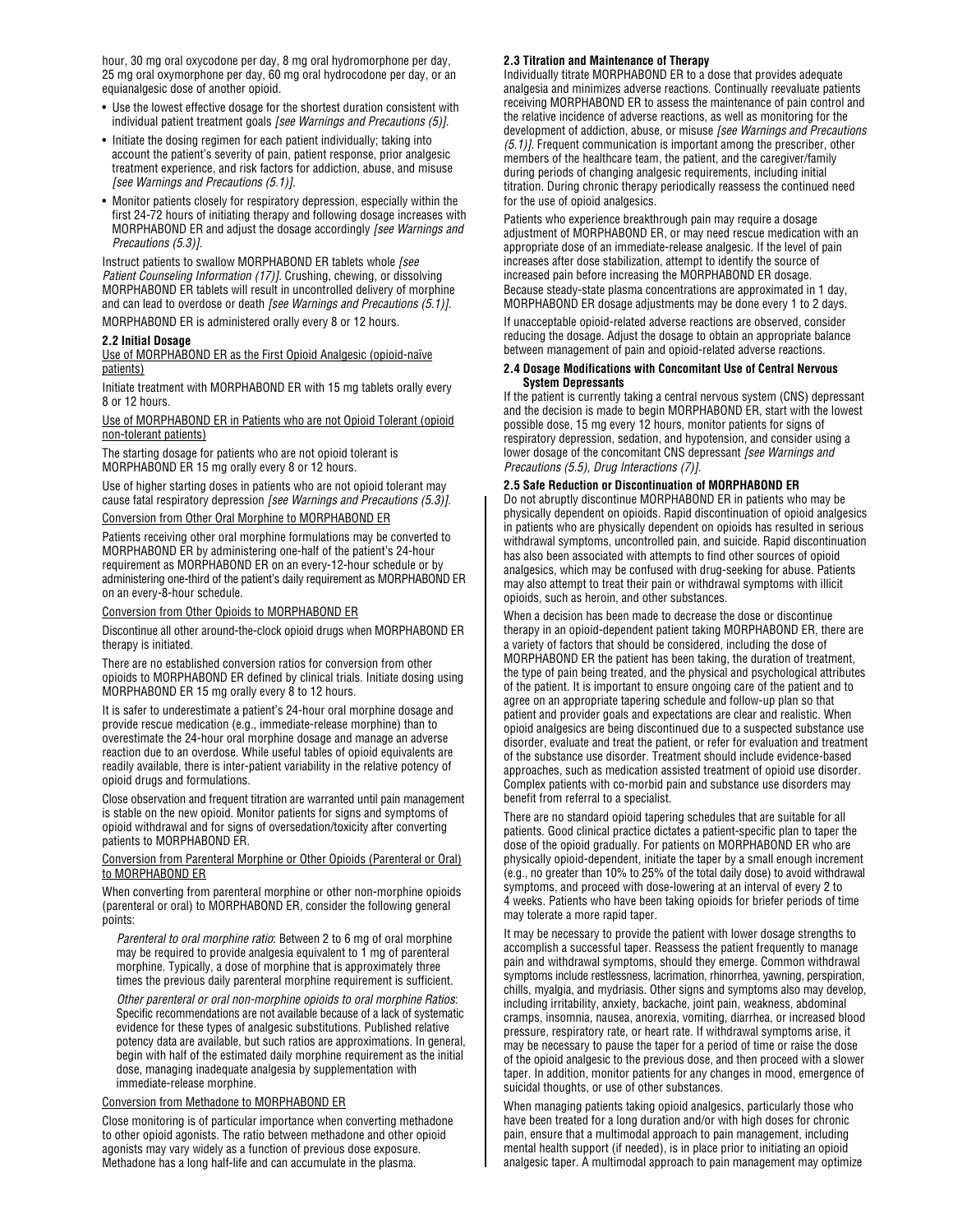hour, 30 mg oral oxycodone per day, 8 mg oral hydromorphone per day, 25 mg oral oxymorphone per day, 60 mg oral hydrocodone per day, or an equianalgesic dose of another opioid.

- Use the lowest effective dosage for the shortest duration consistent with individual patient treatment goals *[see Warnings and Precautions (5)]*.
- Initiate the dosing regimen for each patient individually; taking into account the patient's severity of pain, patient response, prior analgesic treatment experience, and risk factors for addiction, abuse, and misuse *[see Warnings and Precautions (5.1)]*.
- Monitor patients closely for respiratory depression, especially within the first 24-72 hours of initiating therapy and following dosage increases with MORPHABOND ER and adjust the dosage accordingly *[see Warnings and Precautions (5.3)]*.

Instruct patients to swallow MORPHABOND ER tablets whole *[see Patient Counseling Information (17)]*. Crushing, chewing, or dissolving MORPHABOND ER tablets will result in uncontrolled delivery of morphine and can lead to overdose or death *[see Warnings and Precautions (5.1)]*.

MORPHABOND ER is administered orally every 8 or 12 hours.

### 2.2 Initial Dosage

Use of MORPHABOND ER as the First Opioid Analgesic (opioid-naïve patients)

Initiate treatment with MORPHABOND ER with 15 mg tablets orally every 8 or 12 hours.

Use of MORPHABOND ER in Patients who are not Opioid Tolerant (opioid non-tolerant patients)

The starting dosage for patients who are not opioid tolerant is MORPHABOND ER 15 mg orally every 8 or 12 hours.

Use of higher starting doses in patients who are not opioid tolerant may cause fatal respiratory depression *[see Warnings and Precautions (5.3)]*.

Conversion from Other Oral Morphine to MORPHABOND ER

Patients receiving other oral morphine formulations may be converted to MORPHABOND ER by administering one-half of the patient's 24-hour requirement as MORPHABOND ER on an every-12-hour schedule or by administering one-third of the patient's daily requirement as MORPHABOND ER on an every-8-hour schedule.

Conversion from Other Opioids to MORPHABOND ER

Discontinue all other around-the-clock opioid drugs when MORPHABOND ER therapy is initiated.

There are no established conversion ratios for conversion from other opioids to MORPHABOND ER defined by clinical trials. Initiate dosing using MORPHABOND ER 15 mg orally every 8 to 12 hours.

It is safer to underestimate a patient's 24-hour oral morphine dosage and provide rescue medication (e.g., immediate-release morphine) than to overestimate the 24-hour oral morphine dosage and manage an adverse reaction due to an overdose. While useful tables of opioid equivalents are readily available, there is inter-patient variability in the relative potency of opioid drugs and formulations.

Close observation and frequent titration are warranted until pain management is stable on the new opioid. Monitor patients for signs and symptoms of opioid withdrawal and for signs of oversedation/toxicity after converting patients to MORPHABOND ER.

Conversion from Parenteral Morphine or Other Opioids (Parenteral or Oral) to MORPHABOND ER

When converting from parenteral morphine or other non-morphine opioids (parenteral or oral) to MORPHABOND ER, consider the following general points:

*Parenteral to oral morphine ratio*: Between 2 to 6 mg of oral morphine may be required to provide analgesia equivalent to 1 mg of parenteral morphine. Typically, a dose of morphine that is approximately three times the previous daily parenteral morphine requirement is sufficient.

*Other parenteral or oral non-morphine opioids to oral morphine Ratios*: Specific recommendations are not available because of a lack of systematic evidence for these types of analgesic substitutions. Published relative potency data are available, but such ratios are approximations. In general, begin with half of the estimated daily morphine requirement as the initial dose, managing inadequate analgesia by supplementation with immediate-release morphine.

Conversion from Methadone to MORPHABOND ER

Close monitoring is of particular importance when converting methadone to other opioid agonists. The ratio between methadone and other opioid agonists may vary widely as a function of previous dose exposure. Methadone has a long half-life and can accumulate in the plasma.

### 2.3 Titration and Maintenance of Therapy

Individually titrate MORPHABOND ER to a dose that provides adequate analgesia and minimizes adverse reactions. Continually reevaluate patients receiving MORPHABOND ER to assess the maintenance of pain control and the relative incidence of adverse reactions, as well as monitoring for the development of addiction, abuse, or misuse *[see Warnings and Precautions (5.1)]*. Frequent communication is important among the prescriber, other members of the healthcare team, the patient, and the caregiver/family during periods of changing analgesic requirements, including initial titration. During chronic therapy periodically reassess the continued need for the use of opioid analgesics.

Patients who experience breakthrough pain may require a dosage adjustment of MORPHABOND ER, or may need rescue medication with an appropriate dose of an immediate-release analgesic. If the level of pain increases after dose stabilization, attempt to identify the source of increased pain before increasing the MORPHABOND ER dosage. Because steady-state plasma concentrations are approximated in 1 day, MORPHABOND ER dosage adjustments may be done every 1 to 2 days.

If unacceptable opioid-related adverse reactions are observed, consider reducing the dosage. Adjust the dosage to obtain an appropriate balance between management of pain and opioid-related adverse reactions.

### 2.4 Dosage Modifications with Concomitant Use of Central Nervous System Depressants

If the patient is currently taking a central nervous system (CNS) depressant and the decision is made to begin MORPHABOND ER, start with the lowest possible dose, 15 mg every 12 hours, monitor patients for signs of respiratory depression, sedation, and hypotension, and consider using a lower dosage of the concomitant CNS depressant *[see Warnings and Precautions (5.5), Drug Interactions (7)]*.

### 2.5 Safe Reduction or Discontinuation of MORPHABOND ER

Do not abruptly discontinue MORPHABOND ER in patients who may be physically dependent on opioids. Rapid discontinuation of opioid analgesics in patients who are physically dependent on opioids has resulted in serious withdrawal symptoms, uncontrolled pain, and suicide. Rapid discontinuation has also been associated with attempts to find other sources of opioid analgesics, which may be confused with drug-seeking for abuse. Patients may also attempt to treat their pain or withdrawal symptoms with illicit opioids, such as heroin, and other substances.

When a decision has been made to decrease the dose or discontinue therapy in an opioid-dependent patient taking MORPHABOND ER, there are a variety of factors that should be considered, including the dose of MORPHABOND ER the patient has been taking, the duration of treatment, the type of pain being treated, and the physical and psychological attributes of the patient. It is important to ensure ongoing care of the patient and to agree on an appropriate tapering schedule and follow-up plan so that patient and provider goals and expectations are clear and realistic. When opioid analgesics are being discontinued due to a suspected substance use disorder, evaluate and treat the patient, or refer for evaluation and treatment of the substance use disorder. Treatment should include evidence-based approaches, such as medication assisted treatment of opioid use disorder. Complex patients with co-morbid pain and substance use disorders may benefit from referral to a specialist.

There are no standard opioid tapering schedules that are suitable for all patients. Good clinical practice dictates a patient-specific plan to taper the dose of the opioid gradually. For patients on MORPHABOND ER who are physically opioid-dependent, initiate the taper by a small enough increment (e.g., no greater than 10% to 25% of the total daily dose) to avoid withdrawal symptoms, and proceed with dose-lowering at an interval of every 2 to 4 weeks. Patients who have been taking opioids for briefer periods of time may tolerate a more rapid taper.

It may be necessary to provide the patient with lower dosage strengths to accomplish a successful taper. Reassess the patient frequently to manage pain and withdrawal symptoms, should they emerge. Common withdrawal symptoms include restlessness, lacrimation, rhinorrhea, yawning, perspiration, chills, myalgia, and mydriasis. Other signs and symptoms also may develop, including irritability, anxiety, backache, joint pain, weakness, abdominal cramps, insomnia, nausea, anorexia, vomiting, diarrhea, or increased blood pressure, respiratory rate, or heart rate. If withdrawal symptoms arise, it may be necessary to pause the taper for a period of time or raise the dose of the opioid analgesic to the previous dose, and then proceed with a slower taper. In addition, monitor patients for any changes in mood, emergence of suicidal thoughts, or use of other substances.

When managing patients taking opioid analgesics, particularly those who have been treated for a long duration and/or with high doses for chronic pain, ensure that a multimodal approach to pain management, including mental health support (if needed), is in place prior to initiating an opioid analgesic taper. A multimodal approach to pain management may optimize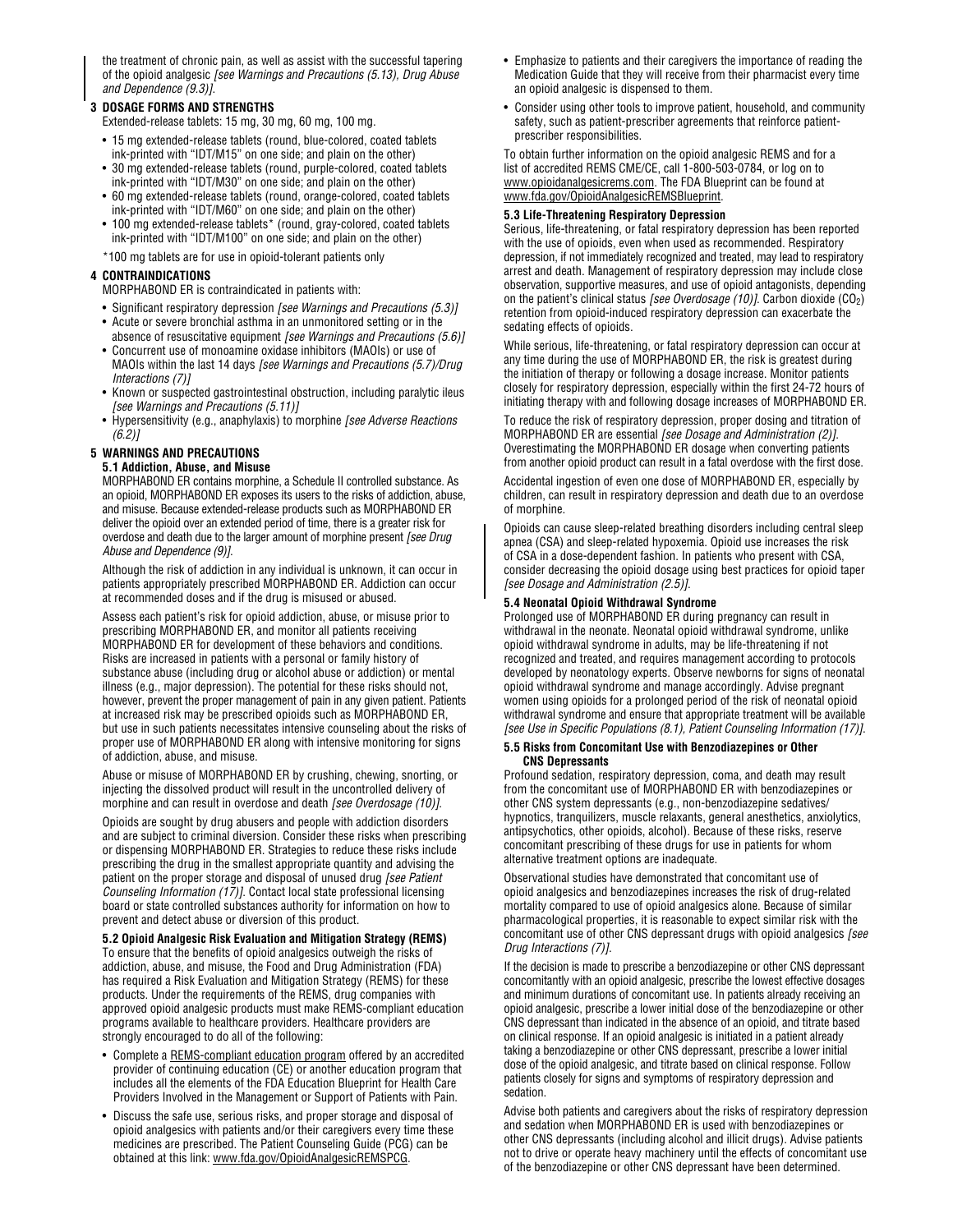the treatment of chronic pain, as well as assist with the successful tapering of the opioid analgesic *[see Warnings and Precautions (5.13), Drug Abuse and Dependence (9.3)]*.

## 3 DOSAGE FORMS AND STRENGTHS

Extended-release tablets: 15 mg, 30 mg, 60 mg, 100 mg.

- 15 mg extended-release tablets (round, blue-colored, coated tablets ink-printed with "IDT/M15" on one side; and plain on the other)
- 30 mg extended-release tablets (round, purple-colored, coated tablets ink-printed with "IDT/M30" on one side; and plain on the other)
- 60 mg extended-release tablets (round, orange-colored, coated tablets ink-printed with "IDT/M60" on one side; and plain on the other)
- 100 mg extended-release tablets* (round, gray-colored, coated tablets ink-printed with "IDT/M100" on one side; and plain on the other)

*100 mg tablets are for use in opioid-tolerant patients only

## 4 CONTRAINDICATIONS

MORPHABOND ER is contraindicated in patients with:

- Significant respiratory depression *[see Warnings and Precautions (5.3)]*
- Acute or severe bronchial asthma in an unmonitored setting or in the absence of resuscitative equipment *[see Warnings and Precautions (5.6)]*
- Concurrent use of monoamine oxidase inhibitors (MAOIs) or use of MAOIs within the last 14 days *[see Warnings and Precautions (5.7)/Drug Interactions (7)]*
- Known or suspected gastrointestinal obstruction, including paralytic ileus *[see Warnings and Precautions (5.11)]*
- Hypersensitivity (e.g., anaphylaxis) to morphine *[see Adverse Reactions (6.2)]*

## 5 WARNINGS AND PRECAUTIONS

### 5.1 Addiction, Abuse, and Misuse

MORPHABOND ER contains morphine, a Schedule II controlled substance. As an opioid, MORPHABOND ER exposes its users to the risks of addiction, abuse, and misuse. Because extended-release products such as MORPHABOND ER deliver the opioid over an extended period of time, there is a greater risk for overdose and death due to the larger amount of morphine present *[see Drug Abuse and Dependence (9)]*.

Although the risk of addiction in any individual is unknown, it can occur in patients appropriately prescribed MORPHABOND ER. Addiction can occur at recommended doses and if the drug is misused or abused.

Assess each patient's risk for opioid addiction, abuse, or misuse prior to prescribing MORPHABOND ER, and monitor all patients receiving MORPHABOND ER for development of these behaviors and conditions. Risks are increased in patients with a personal or family history of substance abuse (including drug or alcohol abuse or addiction) or mental illness (e.g., major depression). The potential for these risks should not, however, prevent the proper management of pain in any given patient. Patients at increased risk may be prescribed opioids such as MORPHABOND ER, but use in such patients necessitates intensive counseling about the risks of proper use of MORPHABOND ER along with intensive monitoring for signs of addiction, abuse, and misuse.

Abuse or misuse of MORPHABOND ER by crushing, chewing, snorting, or injecting the dissolved product will result in the uncontrolled delivery of morphine and can result in overdose and death *[see Overdosage (10)]*.

Opioids are sought by drug abusers and people with addiction disorders and are subject to criminal diversion. Consider these risks when prescribing or dispensing MORPHABOND ER. Strategies to reduce these risks include prescribing the drug in the smallest appropriate quantity and advising the patient on the proper storage and disposal of unused drug *[see Patient Counseling Information (17)]*. Contact local state professional licensing board or state controlled substances authority for information on how to prevent and detect abuse or diversion of this product.

### 5.2 Opioid Analgesic Risk Evaluation and Mitigation Strategy (REMS)

To ensure that the benefits of opioid analgesics outweigh the risks of addiction, abuse, and misuse, the Food and Drug Administration (FDA) has required a Risk Evaluation and Mitigation Strategy (REMS) for these products. Under the requirements of the REMS, drug companies with approved opioid analgesic products must make REMS-compliant education programs available to healthcare providers. Healthcare providers are strongly encouraged to do all of the following:

- Complete a REMS-compliant education program offered by an accredited provider of continuing education (CE) or another education program that includes all the elements of the FDA Education Blueprint for Health Care Providers Involved in the Management or Support of Patients with Pain.
- Discuss the safe use, serious risks, and proper storage and disposal of opioid analgesics with patients and/or their caregivers every time these medicines are prescribed. The Patient Counseling Guide (PCG) can be obtained at this link: www.fda.gov/OpioidAnalgesicREMSPCG.
- Emphasize to patients and their caregivers the importance of reading the Medication Guide that they will receive from their pharmacist every time an opioid analgesic is dispensed to them.
- Consider using other tools to improve patient, household, and community safety, such as patient-prescriber agreements that reinforce patient-prescriber responsibilities.

To obtain further information on the opioid analgesic REMS and for a list of accredited REMS CME/CE, call 1-800-503-0784, or log on to www.opioidanalgesicrems.com. The FDA Blueprint can be found at www.fda.gov/OpioidAnalgesicREMSBlueprint.

### 5.3 Life-Threatening Respiratory Depression

Serious, life-threatening, or fatal respiratory depression has been reported with the use of opioids, even when used as recommended. Respiratory depression, if not immediately recognized and treated, may lead to respiratory arrest and death. Management of respiratory depression may include close observation, supportive measures, and use of opioid antagonists, depending on the patient's clinical status *[see Overdosage (10)]*. Carbon dioxide ($CO_2$) retention from opioid-induced respiratory depression can exacerbate the sedating effects of opioids.

While serious, life-threatening, or fatal respiratory depression can occur at any time during the use of MORPHABOND ER, the risk is greatest during the initiation of therapy or following a dosage increase. Monitor patients closely for respiratory depression, especially within the first 24-72 hours of initiating therapy with and following dosage increases of MORPHABOND ER.

To reduce the risk of respiratory depression, proper dosing and titration of MORPHABOND ER are essential *[see Dosage and Administration (2)]*. Overestimating the MORPHABOND ER dosage when converting patients from another opioid product can result in a fatal overdose with the first dose.

Accidental ingestion of even one dose of MORPHABOND ER, especially by children, can result in respiratory depression and death due to an overdose of morphine.

Opioids can cause sleep-related breathing disorders including central sleep apnea (CSA) and sleep-related hypoxemia. Opioid use increases the risk of CSA in a dose-dependent fashion. In patients who present with CSA, consider decreasing the opioid dosage using best practices for opioid taper *[see Dosage and Administration (2.5)]*.

### 5.4 Neonatal Opioid Withdrawal Syndrome

Prolonged use of MORPHABOND ER during pregnancy can result in withdrawal in the neonate. Neonatal opioid withdrawal syndrome, unlike opioid withdrawal syndrome in adults, may be life-threatening if not recognized and treated, and requires management according to protocols developed by neonatology experts. Observe newborns for signs of neonatal opioid withdrawal syndrome and manage accordingly. Advise pregnant women using opioids for a prolonged period of the risk of neonatal opioid withdrawal syndrome and ensure that appropriate treatment will be available *[see Use in Specific Populations (8.1), Patient Counseling Information (17)]*.

### 5.5 Risks from Concomitant Use with Benzodiazepines or Other CNS Depressants

Profound sedation, respiratory depression, coma, and death may result from the concomitant use of MORPHABOND ER with benzodiazepines or other CNS system depressants (e.g., non-benzodiazepine sedatives/hypnotics, tranquilizers, muscle relaxants, general anesthetics, anxiolytics, antipsychotics, other opioids, alcohol). Because of these risks, reserve concomitant prescribing of these drugs for use in patients for whom alternative treatment options are inadequate.

Observational studies have demonstrated that concomitant use of opioid analgesics and benzodiazepines increases the risk of drug-related mortality compared to use of opioid analgesics alone. Because of similar pharmacological properties, it is reasonable to expect similar risk with the concomitant use of other CNS depressant drugs with opioid analgesics *[see Drug Interactions (7)]*.

If the decision is made to prescribe a benzodiazepine or other CNS depressant concomitantly with an opioid analgesic, prescribe the lowest effective dosages and minimum durations of concomitant use. In patients already receiving an opioid analgesic, prescribe a lower initial dose of the benzodiazepine or other CNS depressant than indicated in the absence of an opioid, and titrate based on clinical response. If an opioid analgesic is initiated in a patient already taking a benzodiazepine or other CNS depressant, prescribe a lower initial dose of the opioid analgesic, and titrate based on clinical response. Follow patients closely for signs and symptoms of respiratory depression and sedation.

Advise both patients and caregivers about the risks of respiratory depression and sedation when MORPHABOND ER is used with benzodiazepines or other CNS depressants (including alcohol and illicit drugs). Advise patients not to drive or operate heavy machinery until the effects of concomitant use of the benzodiazepine or other CNS depressant have been determined.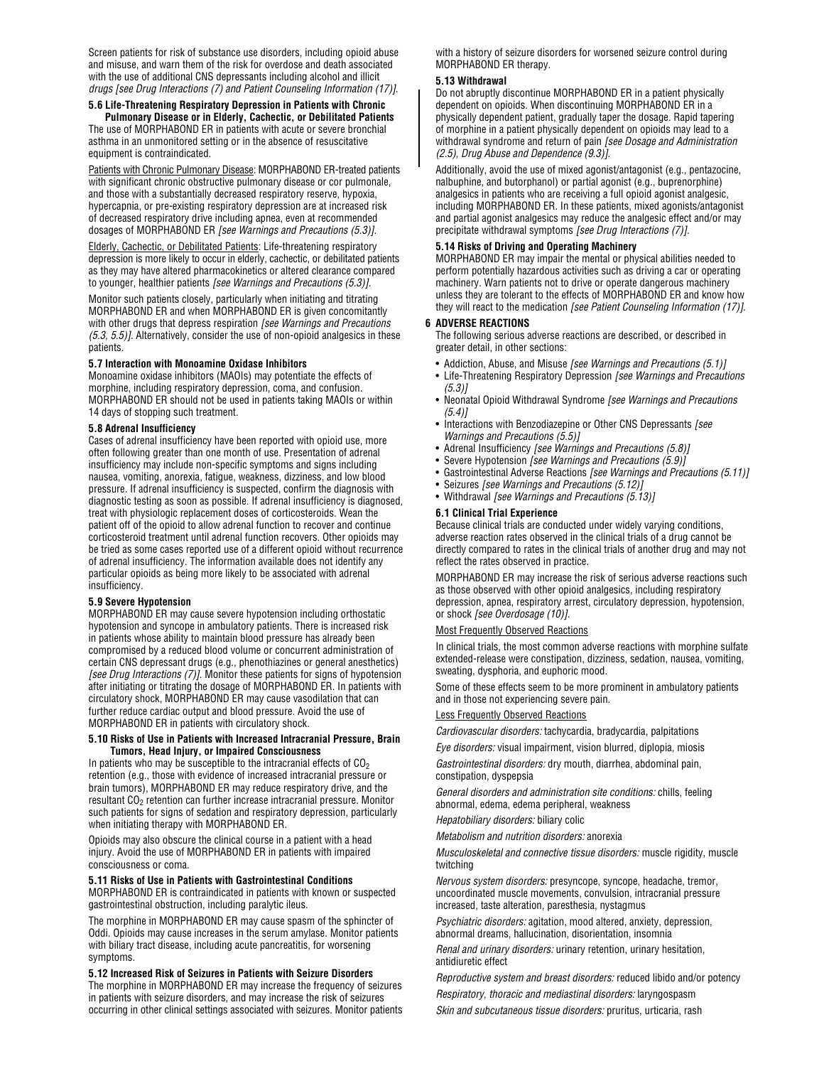Screen patients for risk of substance use disorders, including opioid abuse and misuse, and warn them of the risk for overdose and death associated with the use of additional CNS depressants including alcohol and illicit drugs *[see Drug Interactions (7) and Patient Counseling Information (17)]*.

### 5.6 Life-Threatening Respiratory Depression in Patients with Chronic Pulmonary Disease or in Elderly, Cachectic, or Debilitated Patients

The use of MORPHABOND ER in patients with acute or severe bronchial asthma in an unmonitored setting or in the absence of resuscitative equipment is contraindicated.

Patients with Chronic Pulmonary Disease: MORPHABOND ER-treated patients with significant chronic obstructive pulmonary disease or cor pulmonale, and those with a substantially decreased respiratory reserve, hypoxia, hypercapnia, or pre-existing respiratory depression are at increased risk of decreased respiratory drive including apnea, even at recommended dosages of MORPHABOND ER *[see Warnings and Precautions (5.3)]*.

Elderly, Cachectic, or Debilitated Patients: Life-threatening respiratory depression is more likely to occur in elderly, cachectic, or debilitated patients as they may have altered pharmacokinetics or altered clearance compared to younger, healthier patients *[see Warnings and Precautions (5.3)]*.

Monitor such patients closely, particularly when initiating and titrating MORPHABOND ER and when MORPHABOND ER is given concomitantly with other drugs that depress respiration *[see Warnings and Precautions (5.3, 5.5)]*. Alternatively, consider the use of non-opioid analgesics in these patients.

### 5.7 Interaction with Monoamine Oxidase Inhibitors

Monoamine oxidase inhibitors (MAOIs) may potentiate the effects of morphine, including respiratory depression, coma, and confusion. MORPHABOND ER should not be used in patients taking MAOIs or within 14 days of stopping such treatment.

### 5.8 Adrenal Insufficiency

Cases of adrenal insufficiency have been reported with opioid use, more often following greater than one month of use. Presentation of adrenal insufficiency may include non-specific symptoms and signs including nausea, vomiting, anorexia, fatigue, weakness, dizziness, and low blood pressure. If adrenal insufficiency is suspected, confirm the diagnosis with diagnostic testing as soon as possible. If adrenal insufficiency is diagnosed, treat with physiologic replacement doses of corticosteroids. Wean the patient off of the opioid to allow adrenal function to recover and continue corticosteroid treatment until adrenal function recovers. Other opioids may be tried as some cases reported use of a different opioid without recurrence of adrenal insufficiency. The information available does not identify any particular opioids as being more likely to be associated with adrenal insufficiency.

### 5.9 Severe Hypotension

MORPHABOND ER may cause severe hypotension including orthostatic hypotension and syncope in ambulatory patients. There is increased risk in patients whose ability to maintain blood pressure has already been compromised by a reduced blood volume or concurrent administration of certain CNS depressant drugs (e.g., phenothiazines or general anesthetics) *[see Drug Interactions (7)]*. Monitor these patients for signs of hypotension after initiating or titrating the dosage of MORPHABOND ER. In patients with circulatory shock, MORPHABOND ER may cause vasodilation that can further reduce cardiac output and blood pressure. Avoid the use of MORPHABOND ER in patients with circulatory shock.

### 5.10 Risks of Use in Patients with Increased Intracranial Pressure, Brain Tumors, Head Injury, or Impaired Consciousness

In patients who may be susceptible to the intracranial effects of $CO_2$ retention (e.g., those with evidence of increased intracranial pressure or brain tumors), MORPHABOND ER may reduce respiratory drive, and the resultant $CO_2$ retention can further increase intracranial pressure. Monitor such patients for signs of sedation and respiratory depression, particularly when initiating therapy with MORPHABOND ER.

Opioids may also obscure the clinical course in a patient with a head injury. Avoid the use of MORPHABOND ER in patients with impaired consciousness or coma.

### 5.11 Risks of Use in Patients with Gastrointestinal Conditions

MORPHABOND ER is contraindicated in patients with known or suspected gastrointestinal obstruction, including paralytic ileus.

The morphine in MORPHABOND ER may cause spasm of the sphincter of Oddi. Opioids may cause increases in the serum amylase. Monitor patients with biliary tract disease, including acute pancreatitis, for worsening symptoms.

### 5.12 Increased Risk of Seizures in Patients with Seizure Disorders

The morphine in MORPHABOND ER may increase the frequency of seizures in patients with seizure disorders, and may increase the risk of seizures occurring in other clinical settings associated with seizures. Monitor patients with a history of seizure disorders for worsened seizure control during MORPHABOND ER therapy.

### 5.13 Withdrawal

Do not abruptly discontinue MORPHABOND ER in a patient physically dependent on opioids. When discontinuing MORPHABOND ER in a physically dependent patient, gradually taper the dosage. Rapid tapering of morphine in a patient physically dependent on opioids may lead to a withdrawal syndrome and return of pain *[see Dosage and Administration (2.5), Drug Abuse and Dependence (9.3)]*.

Additionally, avoid the use of mixed agonist/antagonist (e.g., pentazocine, nalbuphine, and butorphanol) or partial agonist (e.g., buprenorphine) analgesics in patients who are receiving a full opioid agonist analgesic, including MORPHABOND ER. In these patients, mixed agonists/antagonist and partial agonist analgesics may reduce the analgesic effect and/or may precipitate withdrawal symptoms *[see Drug Interactions (7)]*.

### 5.14 Risks of Driving and Operating Machinery

MORPHABOND ER may impair the mental or physical abilities needed to perform potentially hazardous activities such as driving a car or operating machinery. Warn patients not to drive or operate dangerous machinery unless they are tolerant to the effects of MORPHABOND ER and know how they will react to the medication *[see Patient Counseling Information (17)]*.

## 6 ADVERSE REACTIONS

The following serious adverse reactions are described, or described in greater detail, in other sections:

- Addiction, Abuse, and Misuse *[see Warnings and Precautions (5.1)]*
- Life-Threatening Respiratory Depression *[see Warnings and Precautions (5.3)]*
- Neonatal Opioid Withdrawal Syndrome *[see Warnings and Precautions (5.4)]*
- Interactions with Benzodiazepine or Other CNS Depressants *[see Warnings and Precautions (5.5)]*
- Adrenal Insufficiency *[see Warnings and Precautions (5.8)]*
- Severe Hypotension *[see Warnings and Precautions (5.9)]*
- Gastrointestinal Adverse Reactions *[see Warnings and Precautions (5.11)]*
- Seizures *[see Warnings and Precautions (5.12)]*
- Withdrawal *[see Warnings and Precautions (5.13)]*

### 6.1 Clinical Trial Experience

Because clinical trials are conducted under widely varying conditions, adverse reaction rates observed in the clinical trials of a drug cannot be directly compared to rates in the clinical trials of another drug and may not reflect the rates observed in practice.

MORPHABOND ER may increase the risk of serious adverse reactions such as those observed with other opioid analgesics, including respiratory depression, apnea, respiratory arrest, circulatory depression, hypotension, or shock *[see Overdosage (10)]*.

Most Frequently Observed Reactions

In clinical trials, the most common adverse reactions with morphine sulfate extended-release were constipation, dizziness, sedation, nausea, vomiting, sweating, dysphoria, and euphoric mood.

Some of these effects seem to be more prominent in ambulatory patients and in those not experiencing severe pain.

Less Frequently Observed Reactions

*Cardiovascular disorders:* tachycardia, bradycardia, palpitations

*Eye disorders:* visual impairment, vision blurred, diplopia, miosis

*Gastrointestinal disorders:* dry mouth, diarrhea, abdominal pain, constipation, dyspepsia

*General disorders and administration site conditions:* chills, feeling abnormal, edema, edema peripheral, weakness

*Hepatobiliary disorders:* biliary colic

*Metabolism and nutrition disorders:* anorexia

*Musculoskeletal and connective tissue disorders:* muscle rigidity, muscle twitching

*Nervous system disorders:* presyncope, syncope, headache, tremor, uncoordinated muscle movements, convulsion, intracranial pressure increased, taste alteration, paresthesia, nystagmus

*Psychiatric disorders:* agitation, mood altered, anxiety, depression, abnormal dreams, hallucination, disorientation, insomnia

*Renal and urinary disorders:* urinary retention, urinary hesitation, antidiuretic effect

*Reproductive system and breast disorders:* reduced libido and/or potency

*Respiratory, thoracic and mediastinal disorders:* laryngospasm

*Skin and subcutaneous tissue disorders:* pruritus, urticaria, rash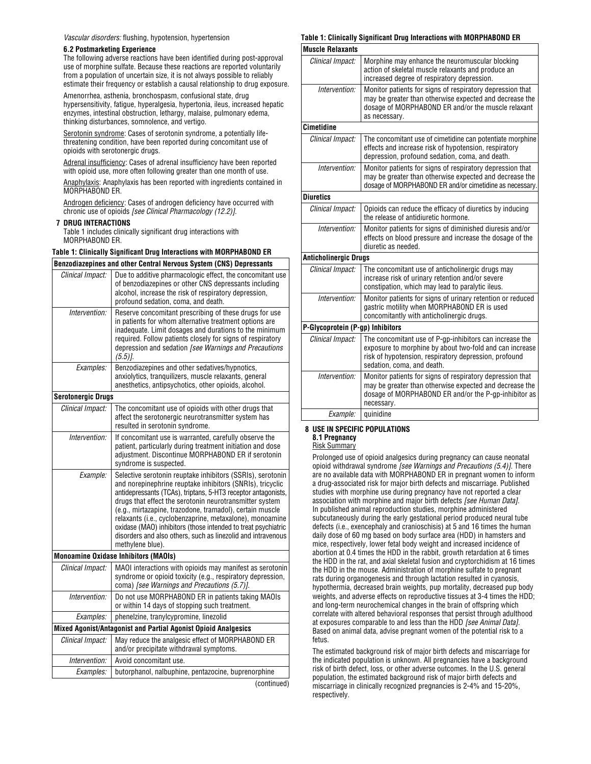*Vascular disorders:* flushing, hypotension, hypertension

### 6.2 Postmarketing Experience

The following adverse reactions have been identified during post-approval use of morphine sulfate. Because these reactions are reported voluntarily from a population of uncertain size, it is not always possible to reliably estimate their frequency or establish a causal relationship to drug exposure.

Amenorrhea, asthenia, bronchospasm, confusional state, drug hypersensitivity, fatigue, hyperalgesia, hypertonia, ileus, increased hepatic enzymes, intestinal obstruction, lethargy, malaise, pulmonary edema, thinking disturbances, somnolence, and vertigo.

Serotonin syndrome: Cases of serotonin syndrome, a potentially life-threatening condition, have been reported during concomitant use of opioids with serotonergic drugs.

Adrenal insufficiency: Cases of adrenal insufficiency have been reported with opioid use, more often following greater than one month of use.

Anaphylaxis: Anaphylaxis has been reported with ingredients contained in MORPHABOND ER.

Androgen deficiency: Cases of androgen deficiency have occurred with chronic use of opioids *[see Clinical Pharmacology (12.2)]*.

## 7 DRUG INTERACTIONS

Table 1 includes clinically significant drug interactions with MORPHABOND ER.

**Table 1: Clinically Significant Drug Interactions with MORPHABOND ER**

| | |
|---|---|
| **Benzodiazepines and other Central Nervous System (CNS) Depressants** | |
| *Clinical Impact:* | Due to additive pharmacologic effect, the concomitant use of benzodiazepines or other CNS depressants including alcohol, increase the risk of respiratory depression, profound sedation, coma, and death. |
| *Intervention:* | Reserve concomitant prescribing of these drugs for use in patients for whom alternative treatment options are inadequate. Limit dosages and durations to the minimum required. Follow patients closely for signs of respiratory depression and sedation *[see Warnings and Precautions (5.5)]*. |
| *Examples:* | Benzodiazepines and other sedatives/hypnotics, anxiolytics, tranquilizers, muscle relaxants, general anesthetics, antipsychotics, other opioids, alcohol. |
| **Serotonergic Drugs** | |
| *Clinical Impact:* | The concomitant use of opioids with other drugs that affect the serotonergic neurotransmitter system has resulted in serotonin syndrome. |
| *Intervention:* | If concomitant use is warranted, carefully observe the patient, particularly during treatment initiation and dose adjustment. Discontinue MORPHABOND ER if serotonin syndrome is suspected. |
| *Example:* | Selective serotonin reuptake inhibitors (SSRIs), serotonin and norepinephrine reuptake inhibitors (SNRIs), tricyclic antidepressants (TCAs), triptans, 5-HT3 receptor antagonists, drugs that effect the serotonin neurotransmitter system (e.g., mirtazapine, trazodone, tramadol), certain muscle relaxants (i.e., cyclobenzaprine, metaxalone), monoamine oxidase (MAO) inhibitors (those intended to treat psychiatric disorders and also others, such as linezolid and intravenous methylene blue). |
| **Monoamine Oxidase Inhibitors (MAOIs)** | |
| *Clinical Impact:* | MAOI interactions with opioids may manifest as serotonin syndrome or opioid toxicity (e.g., respiratory depression, coma) *[see Warnings and Precautions (5.7)]*. |
| *Intervention:* | Do not use MORPHABOND ER in patients taking MAOIs or within 14 days of stopping such treatment. |
| *Examples:* | phenelzine, tranylcypromine, linezolid |
| **Mixed Agonist/Antagonist and Partial Agonist Opioid Analgesics** | |
| *Clinical Impact:* | May reduce the analgesic effect of MORPHABOND ER and/or precipitate withdrawal symptoms. |
| *Intervention:* | Avoid concomitant use. |
| *Examples:* | butorphanol, nalbuphine, pentazocine, buprenorphine |
| **Muscle Relaxants** | |
| *Clinical Impact:* | Morphine may enhance the neuromuscular blocking action of skeletal muscle relaxants and produce an increased degree of respiratory depression. |
| *Intervention:* | Monitor patients for signs of respiratory depression that may be greater than otherwise expected and decrease the dosage of MORPHABOND ER and/or the muscle relaxant as necessary. |
| **Cimetidine** | |
| *Clinical Impact:* | The concomitant use of cimetidine can potentiate morphine effects and increase risk of hypotension, respiratory depression, profound sedation, coma, and death. |
| *Intervention:* | Monitor patients for signs of respiratory depression that may be greater than otherwise expected and decrease the dosage of MORPHABOND ER and/or cimetidine as necessary. |
| **Diuretics** | |
| *Clinical Impact:* | Opioids can reduce the efficacy of diuretics by inducing the release of antidiuretic hormone. |
| *Intervention:* | Monitor patients for signs of diminished diuresis and/or effects on blood pressure and increase the dosage of the diuretic as needed. |
| **Anticholinergic Drugs** | |
| *Clinical Impact:* | The concomitant use of anticholinergic drugs may increase risk of urinary retention and/or severe constipation, which may lead to paralytic ileus. |
| *Intervention:* | Monitor patients for signs of urinary retention or reduced gastric motility when MORPHABOND ER is used concomitantly with anticholinergic drugs. |
| **P-Glycoprotein (P-gp) Inhibitors** | |
| *Clinical Impact:* | The concomitant use of P-gp-inhibitors can increase the exposure to morphine by about two-fold and can increase risk of hypotension, respiratory depression, profound sedation, coma, and death. |
| *Intervention:* | Monitor patients for signs of respiratory depression that may be greater than otherwise expected and decrease the dosage of MORPHABOND ER and/or the P-gp-inhibitor as necessary. |
| *Example:* | quinidine |

## 8 USE IN SPECIFIC POPULATIONS

### 8.1 Pregnancy

Risk Summary

Prolonged use of opioid analgesics during pregnancy can cause neonatal opioid withdrawal syndrome *[see Warnings and Precautions (5.4)]*. There are no available data with MORPHABOND ER in pregnant women to inform a drug-associated risk for major birth defects and miscarriage. Published studies with morphine use during pregnancy have not reported a clear association with morphine and major birth defects *[see Human Data]*. In published animal reproduction studies, morphine administered subcutaneously during the early gestational period produced neural tube defects (i.e., exencephaly and cranioschisis) at 5 and 16 times the human daily dose of 60 mg based on body surface area (HDD) in hamsters and mice, respectively, lower fetal body weight and increased incidence of abortion at 0.4 times the HDD in the rabbit, growth retardation at 6 times the HDD in the rat, and axial skeletal fusion and cryptorchidism at 16 times the HDD in the mouse. Administration of morphine sulfate to pregnant rats during organogenesis and through lactation resulted in cyanosis, hypothermia, decreased brain weights, pup mortality, decreased pup body weights, and adverse effects on reproductive tissues at 3-4 times the HDD; and long-term neurochemical changes in the brain of offspring which correlate with altered behavioral responses that persist through adulthood at exposures comparable to and less than the HDD *[see Animal Data]*. Based on animal data, advise pregnant women of the potential risk to a fetus.

The estimated background risk of major birth defects and miscarriage for the indicated population is unknown. All pregnancies have a background risk of birth defect, loss, or other adverse outcomes. In the U.S. general population, the estimated background risk of major birth defects and miscarriage in clinically recognized pregnancies is 2-4% and 15-20%, respectively.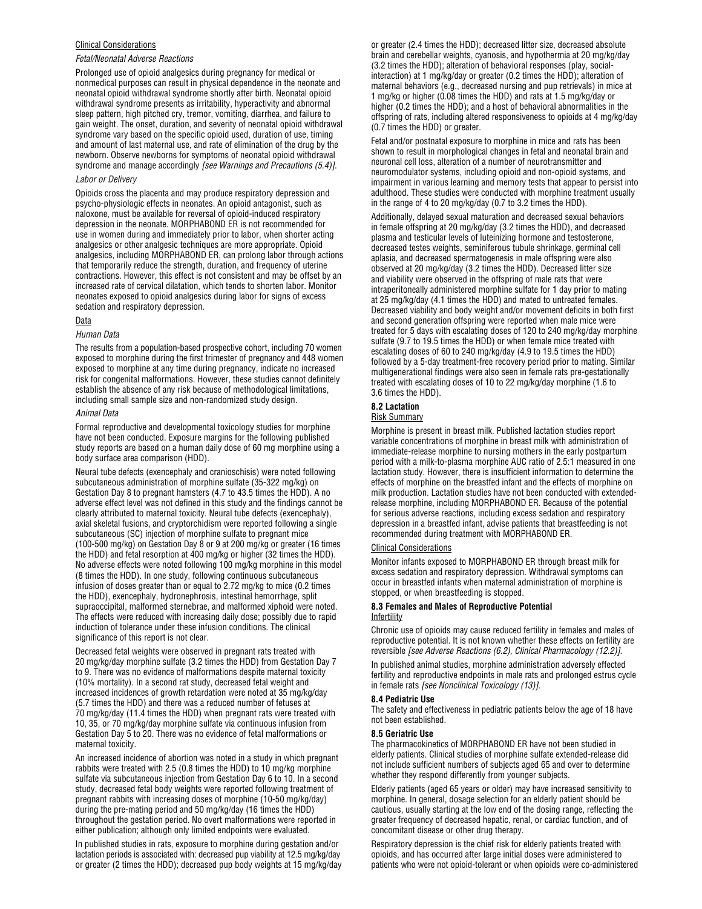Clinical Considerations

*Fetal/Neonatal Adverse Reactions*

Prolonged use of opioid analgesics during pregnancy for medical or nonmedical purposes can result in physical dependence in the neonate and neonatal opioid withdrawal syndrome shortly after birth. Neonatal opioid withdrawal syndrome presents as irritability, hyperactivity and abnormal sleep pattern, high pitched cry, tremor, vomiting, diarrhea, and failure to gain weight. The onset, duration, and severity of neonatal opioid withdrawal syndrome vary based on the specific opioid used, duration of use, timing and amount of last maternal use, and rate of elimination of the drug by the newborn. Observe newborns for symptoms of neonatal opioid withdrawal syndrome and manage accordingly *[see Warnings and Precautions (5.4)]*.

*Labor or Delivery*

Opioids cross the placenta and may produce respiratory depression and psycho-physiologic effects in neonates. An opioid antagonist, such as naloxone, must be available for reversal of opioid-induced respiratory depression in the neonate. MORPHABOND ER is not recommended for use in women during and immediately prior to labor, when shorter acting analgesics or other analgesic techniques are more appropriate. Opioid analgesics, including MORPHABOND ER, can prolong labor through actions that temporarily reduce the strength, duration, and frequency of uterine contractions. However, this effect is not consistent and may be offset by an increased rate of cervical dilatation, which tends to shorten labor. Monitor neonates exposed to opioid analgesics during labor for signs of excess sedation and respiratory depression.

Data

*Human Data*

The results from a population-based prospective cohort, including 70 women exposed to morphine during the first trimester of pregnancy and 448 women exposed to morphine at any time during pregnancy, indicate no increased risk for congenital malformations. However, these studies cannot definitely establish the absence of any risk because of methodological limitations, including small sample size and non-randomized study design.

*Animal Data*

Formal reproductive and developmental toxicology studies for morphine have not been conducted. Exposure margins for the following published study reports are based on a human daily dose of 60 mg morphine using a body surface area comparison (HDD).

Neural tube defects (exencephaly and cranioschisis) were noted following subcutaneous administration of morphine sulfate (35-322 mg/kg) on Gestation Day 8 to pregnant hamsters (4.7 to 43.5 times the HDD). A no adverse effect level was not defined in this study and the findings cannot be clearly attributed to maternal toxicity. Neural tube defects (exencephaly), axial skeletal fusions, and cryptorchidism were reported following a single subcutaneous (SC) injection of morphine sulfate to pregnant mice (100-500 mg/kg) on Gestation Day 8 or 9 at 200 mg/kg or greater (16 times the HDD) and fetal resorption at 400 mg/kg or higher (32 times the HDD). No adverse effects were noted following 100 mg/kg morphine in this model (8 times the HDD). In one study, following continuous subcutaneous infusion of doses greater than or equal to 2.72 mg/kg to mice (0.2 times the HDD), exencephaly, hydronephrosis, intestinal hemorrhage, split supraoccipital, malformed sternebrae, and malformed xiphoid were noted. The effects were reduced with increasing daily dose; possibly due to rapid induction of tolerance under these infusion conditions. The clinical significance of this report is not clear.

Decreased fetal weights were observed in pregnant rats treated with 20 mg/kg/day morphine sulfate (3.2 times the HDD) from Gestation Day 7 to 9. There was no evidence of malformations despite maternal toxicity (10% mortality). In a second rat study, decreased fetal weight and increased incidences of growth retardation were noted at 35 mg/kg/day (5.7 times the HDD) and there was a reduced number of fetuses at 70 mg/kg/day (11.4 times the HDD) when pregnant rats were treated with 10, 35, or 70 mg/kg/day morphine sulfate via continuous infusion from Gestation Day 5 to 20. There was no evidence of fetal malformations or maternal toxicity.

An increased incidence of abortion was noted in a study in which pregnant rabbits were treated with 2.5 (0.8 times the HDD) to 10 mg/kg morphine sulfate via subcutaneous injection from Gestation Day 6 to 10. In a second study, decreased fetal body weights were reported following treatment of pregnant rabbits with increasing doses of morphine (10-50 mg/kg/day) during the pre-mating period and 50 mg/kg/day (16 times the HDD) throughout the gestation period. No overt malformations were reported in either publication; although only limited endpoints were evaluated.

In published studies in rats, exposure to morphine during gestation and/or lactation periods is associated with: decreased pup viability at 12.5 mg/kg/day or greater (2 times the HDD); decreased pup body weights at 15 mg/kg/day or greater (2.4 times the HDD); decreased litter size, decreased absolute brain and cerebellar weights, cyanosis, and hypothermia at 20 mg/kg/day (3.2 times the HDD); alteration of behavioral responses (play, social-interaction) at 1 mg/kg/day or greater (0.2 times the HDD); alteration of maternal behaviors (e.g., decreased nursing and pup retrievals) in mice at 1 mg/kg or higher (0.08 times the HDD) and rats at 1.5 mg/kg/day or higher (0.2 times the HDD); and a host of behavioral abnormalities in the offspring of rats, including altered responsiveness to opioids at 4 mg/kg/day (0.7 times the HDD) or greater.

Fetal and/or postnatal exposure to morphine in mice and rats has been shown to result in morphological changes in fetal and neonatal brain and neuronal cell loss, alteration of a number of neurotransmitter and neuromodulator systems, including opioid and non-opioid systems, and impairment in various learning and memory tests that appear to persist into adulthood. These studies were conducted with morphine treatment usually in the range of 4 to 20 mg/kg/day (0.7 to 3.2 times the HDD).

Additionally, delayed sexual maturation and decreased sexual behaviors in female offspring at 20 mg/kg/day (3.2 times the HDD), and decreased plasma and testicular levels of luteinizing hormone and testosterone, decreased testes weights, seminiferous tubule shrinkage, germinal cell aplasia, and decreased spermatogenesis in male offspring were also observed at 20 mg/kg/day (3.2 times the HDD). Decreased litter size and viability were observed in the offspring of male rats that were intraperitoneally administered morphine sulfate for 1 day prior to mating at 25 mg/kg/day (4.1 times the HDD) and mated to untreated females. Decreased viability and body weight and/or movement deficits in both first and second generation offspring were reported when male mice were treated for 5 days with escalating doses of 120 to 240 mg/kg/day morphine sulfate (9.7 to 19.5 times the HDD) or when female mice treated with escalating doses of 60 to 240 mg/kg/day (4.9 to 19.5 times the HDD) followed by a 5-day treatment-free recovery period prior to mating. Similar multigenerational findings were also seen in female rats pre-gestationally treated with escalating doses of 10 to 22 mg/kg/day morphine (1.6 to 3.6 times the HDD).

### 8.2 Lactation

Risk Summary

Morphine is present in breast milk. Published lactation studies report variable concentrations of morphine in breast milk with administration of immediate-release morphine to nursing mothers in the early postpartum period with a milk-to-plasma morphine AUC ratio of 2.5:1 measured in one lactation study. However, there is insufficient information to determine the effects of morphine on the breastfed infant and the effects of morphine on milk production. Lactation studies have not been conducted with extended-release morphine, including MORPHABOND ER. Because of the potential for serious adverse reactions, including excess sedation and respiratory depression in a breastfed infant, advise patients that breastfeeding is not recommended during treatment with MORPHABOND ER.

Clinical Considerations

Monitor infants exposed to MORPHABOND ER through breast milk for excess sedation and respiratory depression. Withdrawal symptoms can occur in breastfed infants when maternal administration of morphine is stopped, or when breastfeeding is stopped.

### 8.3 Females and Males of Reproductive Potential

Infertility

Chronic use of opioids may cause reduced fertility in females and males of reproductive potential. It is not known whether these effects on fertility are reversible *[see Adverse Reactions (6.2), Clinical Pharmacology (12.2)]*.

In published animal studies, morphine administration adversely effected fertility and reproductive endpoints in male rats and prolonged estrus cycle in female rats *[see Nonclinical Toxicology (13)]*.

### 8.4 Pediatric Use

The safety and effectiveness in pediatric patients below the age of 18 have not been established.

### 8.5 Geriatric Use

The pharmacokinetics of MORPHABOND ER have not been studied in elderly patients. Clinical studies of morphine sulfate extended-release did not include sufficient numbers of subjects aged 65 and over to determine whether they respond differently from younger subjects.

Elderly patients (aged 65 years or older) may have increased sensitivity to morphine. In general, dosage selection for an elderly patient should be cautious, usually starting at the low end of the dosing range, reflecting the greater frequency of decreased hepatic, renal, or cardiac function, and of concomitant disease or other drug therapy.

Respiratory depression is the chief risk for elderly patients treated with opioids, and has occurred after large initial doses were administered to patients who were not opioid-tolerant or when opioids were co-administered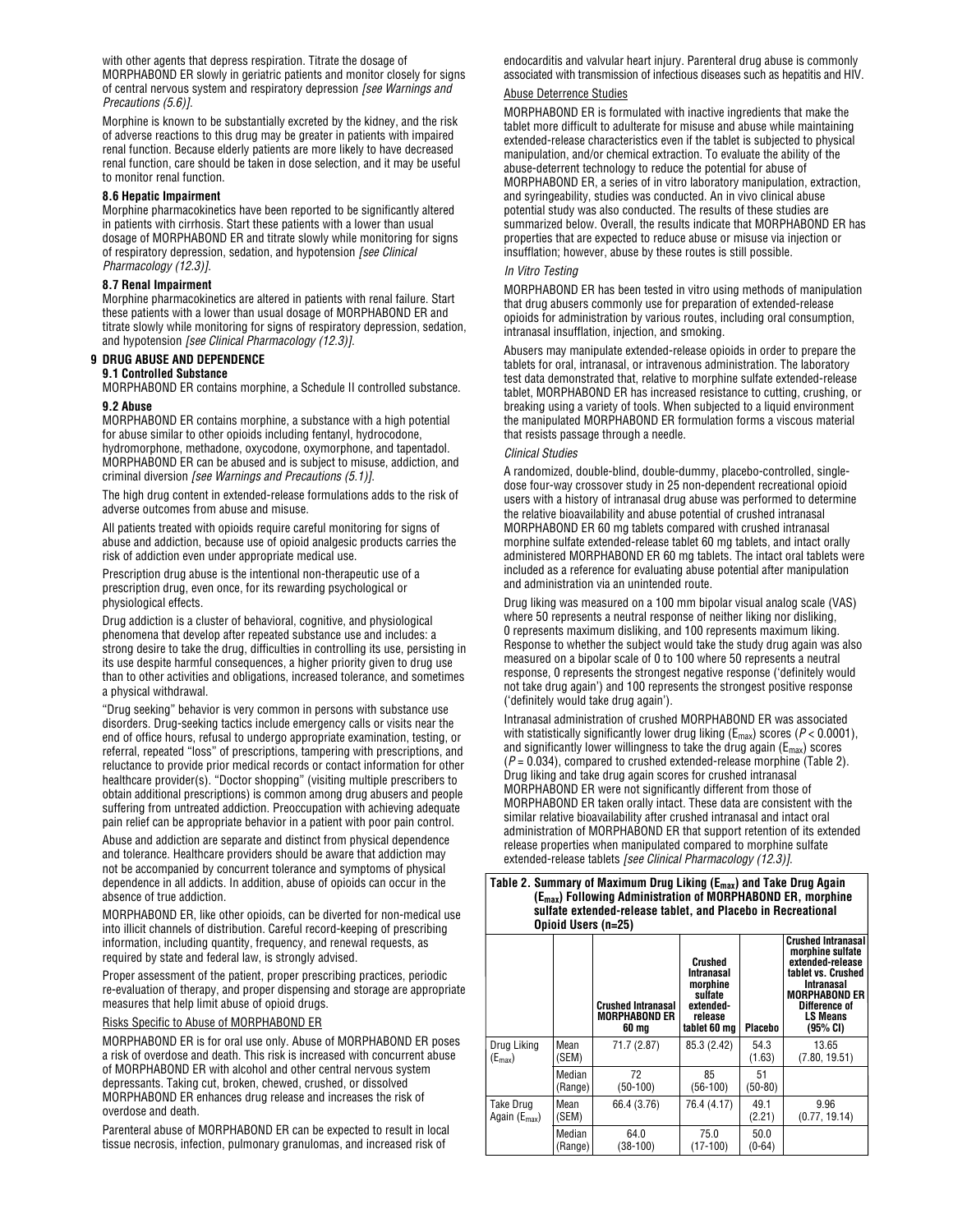with other agents that depress respiration. Titrate the dosage of MORPHABOND ER slowly in geriatric patients and monitor closely for signs of central nervous system and respiratory depression *[see Warnings and Precautions (5.6)]*.

Morphine is known to be substantially excreted by the kidney, and the risk of adverse reactions to this drug may be greater in patients with impaired renal function. Because elderly patients are more likely to have decreased renal function, care should be taken in dose selection, and it may be useful to monitor renal function.

### 8.6 Hepatic Impairment

Morphine pharmacokinetics have been reported to be significantly altered in patients with cirrhosis. Start these patients with a lower than usual dosage of MORPHABOND ER and titrate slowly while monitoring for signs of respiratory depression, sedation, and hypotension *[see Clinical Pharmacology (12.3)]*.

### 8.7 Renal Impairment

Morphine pharmacokinetics are altered in patients with renal failure. Start these patients with a lower than usual dosage of MORPHABOND ER and titrate slowly while monitoring for signs of respiratory depression, sedation, and hypotension *[see Clinical Pharmacology (12.3)]*.

## 9 DRUG ABUSE AND DEPENDENCE

### 9.1 Controlled Substance

MORPHABOND ER contains morphine, a Schedule II controlled substance.

### 9.2 Abuse

MORPHABOND ER contains morphine, a substance with a high potential for abuse similar to other opioids including fentanyl, hydrocodone, hydromorphone, methadone, oxycodone, oxymorphone, and tapentadol. MORPHABOND ER can be abused and is subject to misuse, addiction, and criminal diversion *[see Warnings and Precautions (5.1)]*.

The high drug content in extended-release formulations adds to the risk of adverse outcomes from abuse and misuse.

All patients treated with opioids require careful monitoring for signs of abuse and addiction, because use of opioid analgesic products carries the risk of addiction even under appropriate medical use.

Prescription drug abuse is the intentional non-therapeutic use of a prescription drug, even once, for its rewarding psychological or physiological effects.

Drug addiction is a cluster of behavioral, cognitive, and physiological phenomena that develop after repeated substance use and includes: a strong desire to take the drug, difficulties in controlling its use, persisting in its use despite harmful consequences, a higher priority given to drug use than to other activities and obligations, increased tolerance, and sometimes a physical withdrawal.

"Drug seeking" behavior is very common in persons with substance use disorders. Drug-seeking tactics include emergency calls or visits near the end of office hours, refusal to undergo appropriate examination, testing, or referral, repeated "loss" of prescriptions, tampering with prescriptions, and reluctance to provide prior medical records or contact information for other healthcare provider(s). "Doctor shopping" (visiting multiple prescribers to obtain additional prescriptions) is common among drug abusers and people suffering from untreated addiction. Preoccupation with achieving adequate pain relief can be appropriate behavior in a patient with poor pain control.

Abuse and addiction are separate and distinct from physical dependence and tolerance. Healthcare providers should be aware that addiction may not be accompanied by concurrent tolerance and symptoms of physical dependence in all addicts. In addition, abuse of opioids can occur in the absence of true addiction.

MORPHABOND ER, like other opioids, can be diverted for non-medical use into illicit channels of distribution. Careful record-keeping of prescribing information, including quantity, frequency, and renewal requests, as required by state and federal law, is strongly advised.

Proper assessment of the patient, proper prescribing practices, periodic re-evaluation of therapy, and proper dispensing and storage are appropriate measures that help limit abuse of opioid drugs.

Risks Specific to Abuse of MORPHABOND ER

MORPHABOND ER is for oral use only. Abuse of MORPHABOND ER poses a risk of overdose and death. This risk is increased with concurrent abuse of MORPHABOND ER with alcohol and other central nervous system depressants. Taking cut, broken, chewed, crushed, or dissolved MORPHABOND ER enhances drug release and increases the risk of overdose and death.

Parenteral abuse of MORPHABOND ER can be expected to result in local tissue necrosis, infection, pulmonary granulomas, and increased risk of endocarditis and valvular heart injury. Parenteral drug abuse is commonly associated with transmission of infectious diseases such as hepatitis and HIV.

Abuse Deterrence Studies

MORPHABOND ER is formulated with inactive ingredients that make the tablet more difficult to adulterate for misuse and abuse while maintaining extended-release characteristics even if the tablet is subjected to physical manipulation, and/or chemical extraction. To evaluate the ability of the abuse-deterrent technology to reduce the potential for abuse of MORPHABOND ER, a series of in vitro laboratory manipulation, extraction, and syringeability, studies was conducted. An in vivo clinical abuse potential study was also conducted. The results of these studies are summarized below. Overall, the results indicate that MORPHABOND ER has properties that are expected to reduce abuse or misuse via injection or insufflation; however, abuse by these routes is still possible.

*In Vitro Testing*

MORPHABOND ER has been tested in vitro using methods of manipulation that drug abusers commonly use for preparation of extended-release opioids for administration by various routes, including oral consumption, intranasal insufflation, injection, and smoking.

Abusers may manipulate extended-release opioids in order to prepare the tablets for oral, intranasal, or intravenous administration. The laboratory test data demonstrated that, relative to morphine sulfate extended-release tablet, MORPHABOND ER has increased resistance to cutting, crushing, or breaking using a variety of tools. When subjected to a liquid environment the manipulated MORPHABOND ER formulation forms a viscous material that resists passage through a needle.

*Clinical Studies*

A randomized, double-blind, double-dummy, placebo-controlled, single-dose four-way crossover study in 25 non-dependent recreational opioid users with a history of intranasal drug abuse was performed to determine the relative bioavailability and abuse potential of crushed intranasal MORPHABOND ER 60 mg tablets compared with crushed intranasal morphine sulfate extended-release tablet 60 mg tablets, and intact orally administered MORPHABOND ER 60 mg tablets. The intact oral tablets were included as a reference for evaluating abuse potential after manipulation and administration via an unintended route.

Drug liking was measured on a 100 mm bipolar visual analog scale (VAS) where 50 represents a neutral response of neither liking nor disliking, 0 represents maximum disliking, and 100 represents maximum liking. Response to whether the subject would take the study drug again was also measured on a bipolar scale of 0 to 100 where 50 represents a neutral response, 0 represents the strongest negative response ('definitely would not take drug again') and 100 represents the strongest positive response ('definitely would take drug again').

Intranasal administration of crushed MORPHABOND ER was associated with statistically significantly lower drug liking ($E_{max}$) scores ($P < 0.0001$), and significantly lower willingness to take the drug again ($E_{max}$) scores ($P = 0.034$), compared to crushed extended-release morphine (Table 2). Drug liking and take drug again scores for crushed intranasal MORPHABOND ER were not significantly different from those of MORPHABOND ER taken orally intact. These data are consistent with the similar relative bioavailability after crushed intranasal and intact oral administration of MORPHABOND ER that support retention of its extended release properties when manipulated compared to morphine sulfate extended-release tablets *[see Clinical Pharmacology (12.3)]*.

**Table 2. Summary of Maximum Drug Liking ($E_{max}$) and Take Drug Again ($E_{max}$) Following Administration of MORPHABOND ER, morphine sulfate extended-release tablet, and Placebo in Recreational Opioid Users (n=25)**

| | | Crushed Intranasal MORPHABOND ER 60 mg | Crushed Intranasal morphine sulfate extended-release tablet 60 mg | Placebo | Crushed Intranasal morphine sulfate extended-release tablet vs. Crushed Intranasal MORPHABOND ER Difference of LS Means (95% CI) |
|---|---|---|---|---|---|
| Drug Liking ($E_{max}$) | Mean (SEM) | 71.7 (2.87) | 85.3 (2.42) | 54.3 (1.63) | 13.65 (7.80, 19.51) |
| | Median (Range) | 72 (50-100) | 85 (56-100) | 51 (50-80) | |
| Take Drug Again ($E_{max}$) | Mean (SEM) | 66.4 (3.76) | 76.4 (4.17) | 49.1 (2.21) | 9.96 (0.77, 19.14) |
| | Median (Range) | 64.0 (38-100) | 75.0 (17-100) | 50.0 (0-64) | |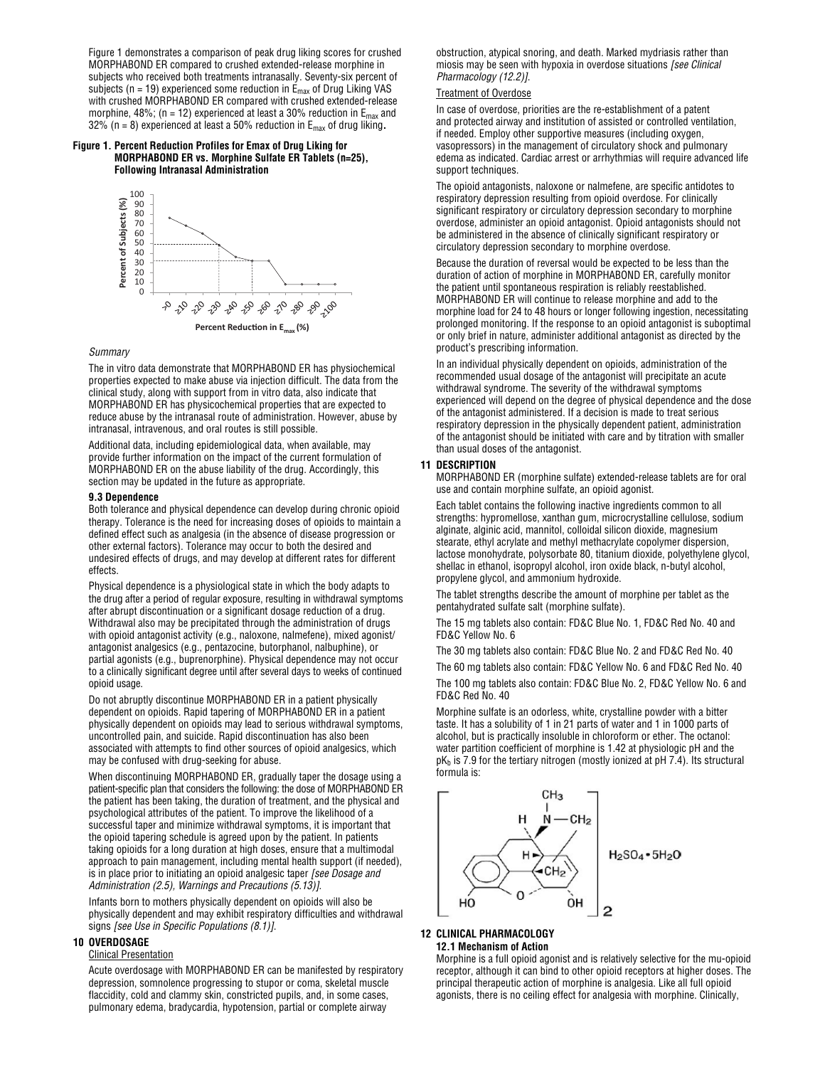Figure 1 demonstrates a comparison of peak drug liking scores for crushed MORPHABOND ER compared to crushed extended-release morphine in subjects who received both treatments intranasally. Seventy-six percent of subjects (n = 19) experienced some reduction in $E_{max}$ of Drug Liking VAS with crushed MORPHABOND ER compared with crushed extended-release morphine, 48%; (n = 12) experienced at least a 30% reduction in $E_{max}$ and 32% (n = 8) experienced at least a 50% reduction in $E_{max}$ of drug liking**.**

**Figure 1. Percent Reduction Profiles for Emax of Drug Liking for MORPHABOND ER vs. Morphine Sulfate ER Tablets (n=25), Following Intranasal Administration**

*Summary*

The in vitro data demonstrate that MORPHABOND ER has physiochemical properties expected to make abuse via injection difficult. The data from the clinical study, along with support from in vitro data, also indicate that MORPHABOND ER has physicochemical properties that are expected to reduce abuse by the intranasal route of administration. However, abuse by intranasal, intravenous, and oral routes is still possible.

Additional data, including epidemiological data, when available, may provide further information on the impact of the current formulation of MORPHABOND ER on the abuse liability of the drug. Accordingly, this section may be updated in the future as appropriate.

### 9.3 Dependence

Both tolerance and physical dependence can develop during chronic opioid therapy. Tolerance is the need for increasing doses of opioids to maintain a defined effect such as analgesia (in the absence of disease progression or other external factors). Tolerance may occur to both the desired and undesired effects of drugs, and may develop at different rates for different effects.

Physical dependence is a physiological state in which the body adapts to the drug after a period of regular exposure, resulting in withdrawal symptoms after abrupt discontinuation or a significant dosage reduction of a drug. Withdrawal also may be precipitated through the administration of drugs with opioid antagonist activity (e.g., naloxone, nalmefene), mixed agonist/antagonist analgesics (e.g., pentazocine, butorphanol, nalbuphine), or partial agonists (e.g., buprenorphine). Physical dependence may not occur to a clinically significant degree until after several days to weeks of continued opioid usage.

Do not abruptly discontinue MORPHABOND ER in a patient physically dependent on opioids. Rapid tapering of MORPHABOND ER in a patient physically dependent on opioids may lead to serious withdrawal symptoms, uncontrolled pain, and suicide. Rapid discontinuation has also been associated with attempts to find other sources of opioid analgesics, which may be confused with drug-seeking for abuse.

When discontinuing MORPHABOND ER, gradually taper the dosage using a patient-specific plan that considers the following: the dose of MORPHABOND ER the patient has been taking, the duration of treatment, and the physical and psychological attributes of the patient. To improve the likelihood of a successful taper and minimize withdrawal symptoms, it is important that the opioid tapering schedule is agreed upon by the patient. In patients taking opioids for a long duration at high doses, ensure that a multimodal approach to pain management, including mental health support (if needed), is in place prior to initiating an opioid analgesic taper *[see Dosage and Administration (2.5), Warnings and Precautions (5.13)]*.

Infants born to mothers physically dependent on opioids will also be physically dependent and may exhibit respiratory difficulties and withdrawal signs *[see Use in Specific Populations (8.1)]*.

## 10 OVERDOSAGE

Clinical Presentation

Acute overdosage with MORPHABOND ER can be manifested by respiratory depression, somnolence progressing to stupor or coma, skeletal muscle flaccidity, cold and clammy skin, constricted pupils, and, in some cases, pulmonary edema, bradycardia, hypotension, partial or complete airway obstruction, atypical snoring, and death. Marked mydriasis rather than miosis may be seen with hypoxia in overdose situations *[see Clinical Pharmacology (12.2)]*.

Treatment of Overdose

In case of overdose, priorities are the re-establishment of a patent and protected airway and institution of assisted or controlled ventilation, if needed. Employ other supportive measures (including oxygen, vasopressors) in the management of circulatory shock and pulmonary edema as indicated. Cardiac arrest or arrhythmias will require advanced life support techniques.

The opioid antagonists, naloxone or nalmefene, are specific antidotes to respiratory depression resulting from opioid overdose. For clinically significant respiratory or circulatory depression secondary to morphine overdose, administer an opioid antagonist. Opioid antagonists should not be administered in the absence of clinically significant respiratory or circulatory depression secondary to morphine overdose.

Because the duration of reversal would be expected to be less than the duration of action of morphine in MORPHABOND ER, carefully monitor the patient until spontaneous respiration is reliably reestablished. MORPHABOND ER will continue to release morphine and add to the morphine load for 24 to 48 hours or longer following ingestion, necessitating prolonged monitoring. If the response to an opioid antagonist is suboptimal or only brief in nature, administer additional antagonist as directed by the product's prescribing information.

In an individual physically dependent on opioids, administration of the recommended usual dosage of the antagonist will precipitate an acute withdrawal syndrome. The severity of the withdrawal symptoms experienced will depend on the degree of physical dependence and the dose of the antagonist administered. If a decision is made to treat serious respiratory depression in the physically dependent patient, administration of the antagonist should be initiated with care and by titration with smaller than usual doses of the antagonist.

## 11 DESCRIPTION

MORPHABOND ER (morphine sulfate) extended-release tablets are for oral use and contain morphine sulfate, an opioid agonist.

Each tablet contains the following inactive ingredients common to all strengths: hypromellose, xanthan gum, microcrystalline cellulose, sodium alginate, alginic acid, mannitol, colloidal silicon dioxide, magnesium stearate, ethyl acrylate and methyl methacrylate copolymer dispersion, lactose monohydrate, polysorbate 80, titanium dioxide, polyethylene glycol, shellac in ethanol, isopropyl alcohol, iron oxide black, n-butyl alcohol, propylene glycol, and ammonium hydroxide.

The tablet strengths describe the amount of morphine per tablet as the pentahydrated sulfate salt (morphine sulfate).

The 15 mg tablets also contain: FD&C Blue No. 1, FD&C Red No. 40 and FD&C Yellow No. 6

The 30 mg tablets also contain: FD&C Blue No. 2 and FD&C Red No. 40

The 60 mg tablets also contain: FD&C Yellow No. 6 and FD&C Red No. 40

The 100 mg tablets also contain: FD&C Blue No. 2, FD&C Yellow No. 6 and FD&C Red No. 40

Morphine sulfate is an odorless, white, crystalline powder with a bitter taste. It has a solubility of 1 in 21 parts of water and 1 in 1000 parts of alcohol, but is practically insoluble in chloroform or ether. The octanol: water partition coefficient of morphine is 1.42 at physiologic pH and the $pK_b$ is 7.9 for the tertiary nitrogen (mostly ionized at pH 7.4). Its structural formula is:

## 12 CLINICAL PHARMACOLOGY

### 12.1 Mechanism of Action

Morphine is a full opioid agonist and is relatively selective for the mu-opioid receptor, although it can bind to other opioid receptors at higher doses. The principal therapeutic action of morphine is analgesia. Like all full opioid agonists, there is no ceiling effect for analgesia with morphine. Clinically,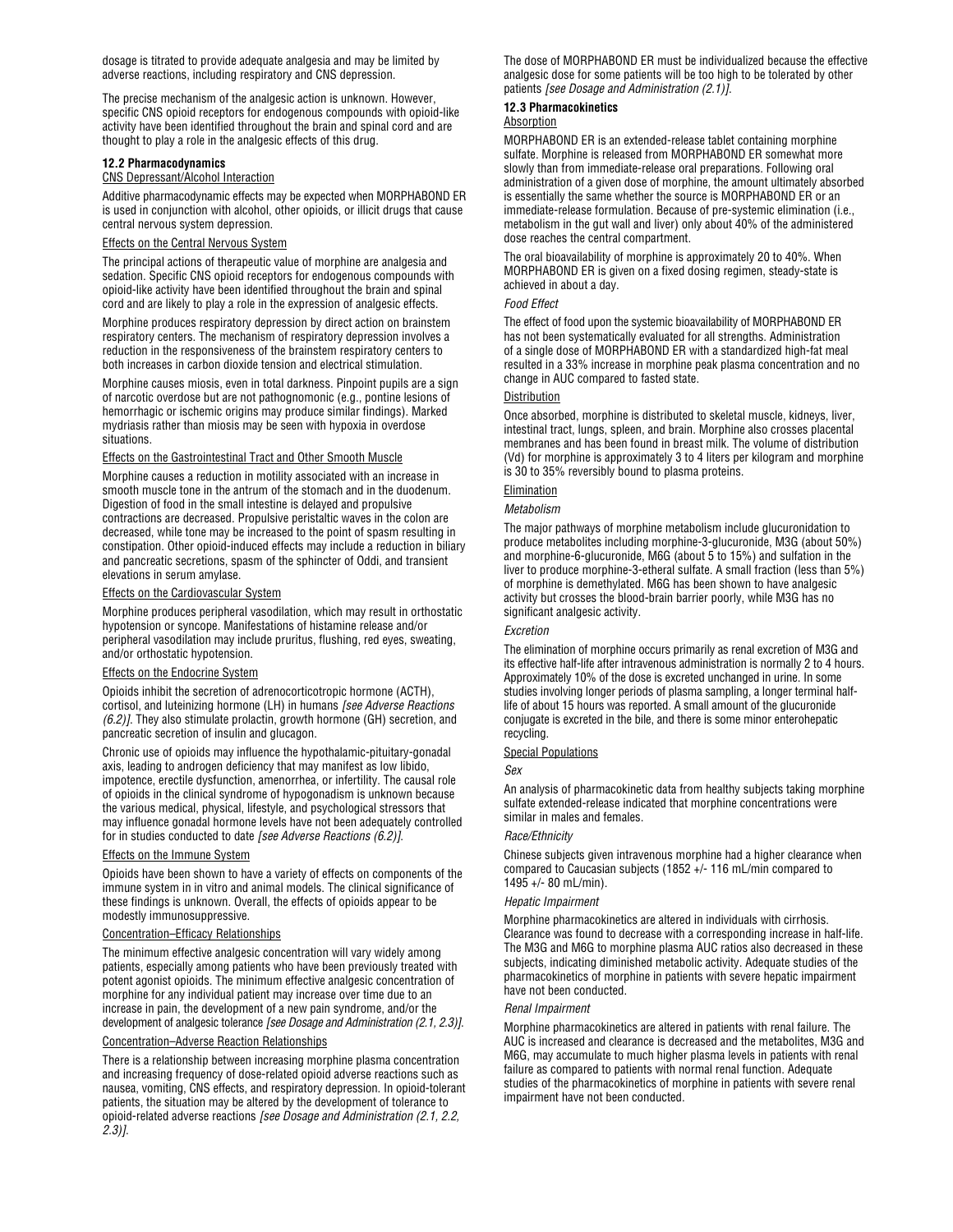dosage is titrated to provide adequate analgesia and may be limited by adverse reactions, including respiratory and CNS depression.

The precise mechanism of the analgesic action is unknown. However, specific CNS opioid receptors for endogenous compounds with opioid-like activity have been identified throughout the brain and spinal cord and are thought to play a role in the analgesic effects of this drug.

### 12.2 Pharmacodynamics

CNS Depressant/Alcohol Interaction

Additive pharmacodynamic effects may be expected when MORPHABOND ER is used in conjunction with alcohol, other opioids, or illicit drugs that cause central nervous system depression.

Effects on the Central Nervous System

The principal actions of therapeutic value of morphine are analgesia and sedation. Specific CNS opioid receptors for endogenous compounds with opioid-like activity have been identified throughout the brain and spinal cord and are likely to play a role in the expression of analgesic effects.

Morphine produces respiratory depression by direct action on brainstem respiratory centers. The mechanism of respiratory depression involves a reduction in the responsiveness of the brainstem respiratory centers to both increases in carbon dioxide tension and electrical stimulation.

Morphine causes miosis, even in total darkness. Pinpoint pupils are a sign of narcotic overdose but are not pathognomonic (e.g., pontine lesions of hemorrhagic or ischemic origins may produce similar findings). Marked mydriasis rather than miosis may be seen with hypoxia in overdose situations.

Effects on the Gastrointestinal Tract and Other Smooth Muscle

Morphine causes a reduction in motility associated with an increase in smooth muscle tone in the antrum of the stomach and in the duodenum. Digestion of food in the small intestine is delayed and propulsive contractions are decreased. Propulsive peristaltic waves in the colon are decreased, while tone may be increased to the point of spasm resulting in constipation. Other opioid-induced effects may include a reduction in biliary and pancreatic secretions, spasm of the sphincter of Oddi, and transient elevations in serum amylase.

Effects on the Cardiovascular System

Morphine produces peripheral vasodilation, which may result in orthostatic hypotension or syncope. Manifestations of histamine release and/or peripheral vasodilation may include pruritus, flushing, red eyes, sweating, and/or orthostatic hypotension.

Effects on the Endocrine System

Opioids inhibit the secretion of adrenocorticotropic hormone (ACTH), cortisol, and luteinizing hormone (LH) in humans *[see Adverse Reactions (6.2)]*. They also stimulate prolactin, growth hormone (GH) secretion, and pancreatic secretion of insulin and glucagon.

Chronic use of opioids may influence the hypothalamic-pituitary-gonadal axis, leading to androgen deficiency that may manifest as low libido, impotence, erectile dysfunction, amenorrhea, or infertility. The causal role of opioids in the clinical syndrome of hypogonadism is unknown because the various medical, physical, lifestyle, and psychological stressors that may influence gonadal hormone levels have not been adequately controlled for in studies conducted to date *[see Adverse Reactions (6.2)]*.

Effects on the Immune System

Opioids have been shown to have a variety of effects on components of the immune system in in vitro and animal models. The clinical significance of these findings is unknown. Overall, the effects of opioids appear to be modestly immunosuppressive.

Concentration–Efficacy Relationships

The minimum effective analgesic concentration will vary widely among patients, especially among patients who have been previously treated with potent agonist opioids. The minimum effective analgesic concentration of morphine for any individual patient may increase over time due to an increase in pain, the development of a new pain syndrome, and/or the development of analgesic tolerance *[see Dosage and Administration (2.1, 2.3)]*.

Concentration–Adverse Reaction Relationships

There is a relationship between increasing morphine plasma concentration and increasing frequency of dose-related opioid adverse reactions such as nausea, vomiting, CNS effects, and respiratory depression. In opioid-tolerant patients, the situation may be altered by the development of tolerance to opioid-related adverse reactions *[see Dosage and Administration (2.1, 2.2, 2.3)]*.

The dose of MORPHABOND ER must be individualized because the effective analgesic dose for some patients will be too high to be tolerated by other patients *[see Dosage and Administration (2.1)]*.

### 12.3 Pharmacokinetics

Absorption

MORPHABOND ER is an extended-release tablet containing morphine sulfate. Morphine is released from MORPHABOND ER somewhat more slowly than from immediate-release oral preparations. Following oral administration of a given dose of morphine, the amount ultimately absorbed is essentially the same whether the source is MORPHABOND ER or an immediate-release formulation. Because of pre-systemic elimination (i.e., metabolism in the gut wall and liver) only about 40% of the administered dose reaches the central compartment.

The oral bioavailability of morphine is approximately 20 to 40%. When MORPHABOND ER is given on a fixed dosing regimen, steady-state is achieved in about a day.

*Food Effect*

The effect of food upon the systemic bioavailability of MORPHABOND ER has not been systematically evaluated for all strengths. Administration of a single dose of MORPHABOND ER with a standardized high-fat meal resulted in a 33% increase in morphine peak plasma concentration and no change in AUC compared to fasted state.

Distribution

Once absorbed, morphine is distributed to skeletal muscle, kidneys, liver, intestinal tract, lungs, spleen, and brain. Morphine also crosses placental membranes and has been found in breast milk. The volume of distribution (Vd) for morphine is approximately 3 to 4 liters per kilogram and morphine is 30 to 35% reversibly bound to plasma proteins.

Elimination

*Metabolism*

The major pathways of morphine metabolism include glucuronidation to produce metabolites including morphine-3-glucuronide, M3G (about 50%) and morphine-6-glucuronide, M6G (about 5 to 15%) and sulfation in the liver to produce morphine-3-etheral sulfate. A small fraction (less than 5%) of morphine is demethylated. M6G has been shown to have analgesic activity but crosses the blood-brain barrier poorly, while M3G has no significant analgesic activity.

*Excretion*

The elimination of morphine occurs primarily as renal excretion of M3G and its effective half-life after intravenous administration is normally 2 to 4 hours. Approximately 10% of the dose is excreted unchanged in urine. In some studies involving longer periods of plasma sampling, a longer terminal half-life of about 15 hours was reported. A small amount of the glucuronide conjugate is excreted in the bile, and there is some minor enterohepatic recycling.

Special Populations

*Sex*

An analysis of pharmacokinetic data from healthy subjects taking morphine sulfate extended-release indicated that morphine concentrations were similar in males and females.

*Race/Ethnicity*

Chinese subjects given intravenous morphine had a higher clearance when compared to Caucasian subjects (1852 +/- 116 mL/min compared to 1495 +/- 80 mL/min).

*Hepatic Impairment*

Morphine pharmacokinetics are altered in individuals with cirrhosis. Clearance was found to decrease with a corresponding increase in half-life. The M3G and M6G to morphine plasma AUC ratios also decreased in these subjects, indicating diminished metabolic activity. Adequate studies of the pharmacokinetics of morphine in patients with severe hepatic impairment have not been conducted.

*Renal Impairment*

Morphine pharmacokinetics are altered in patients with renal failure. The AUC is increased and clearance is decreased and the metabolites, M3G and M6G, may accumulate to much higher plasma levels in patients with renal failure as compared to patients with normal renal function. Adequate studies of the pharmacokinetics of morphine in patients with severe renal impairment have not been conducted.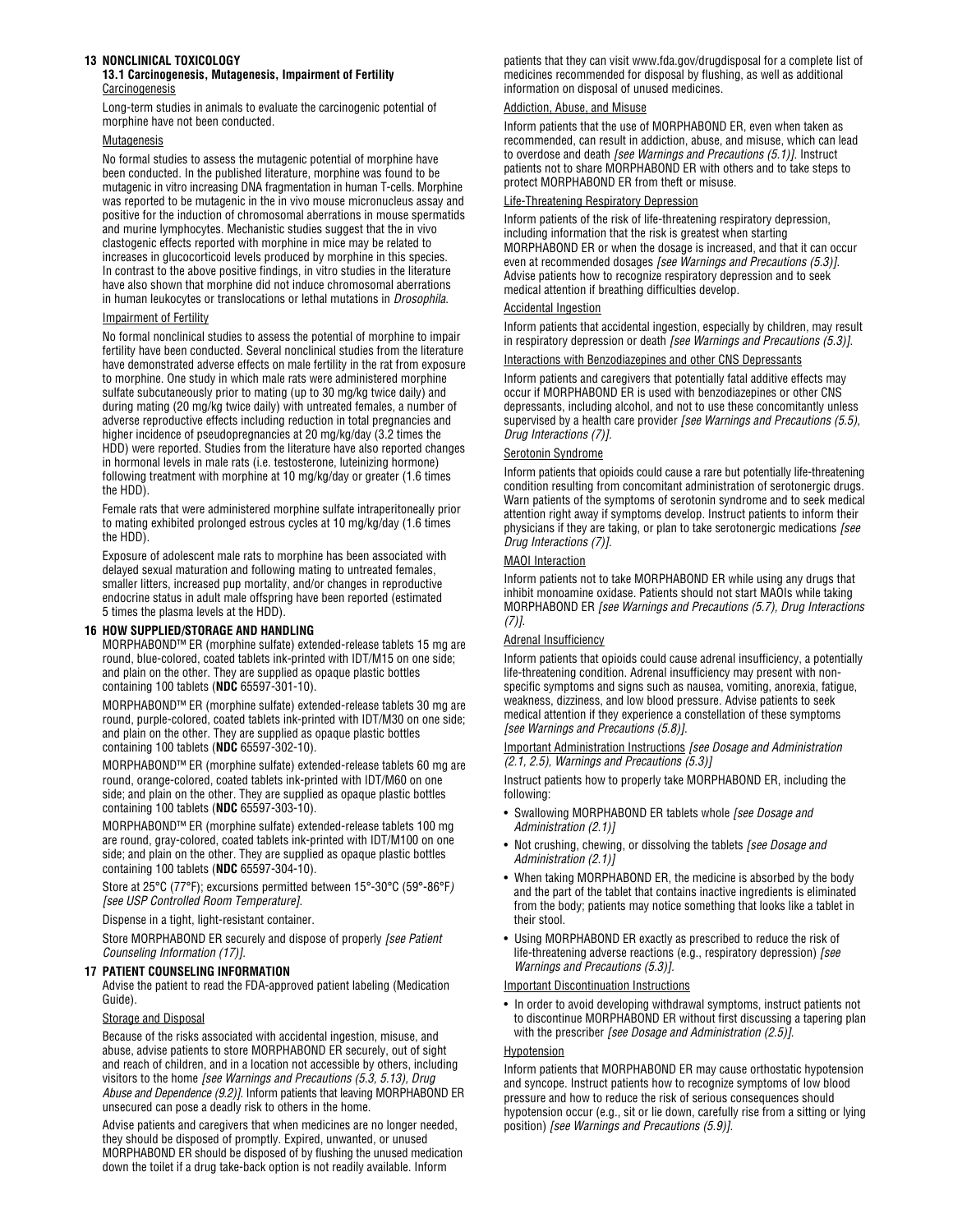## 13 NONCLINICAL TOXICOLOGY

### 13.1 Carcinogenesis, Mutagenesis, Impairment of Fertility

Carcinogenesis

Long-term studies in animals to evaluate the carcinogenic potential of morphine have not been conducted.

Mutagenesis

No formal studies to assess the mutagenic potential of morphine have been conducted. In the published literature, morphine was found to be mutagenic in vitro increasing DNA fragmentation in human T-cells. Morphine was reported to be mutagenic in the in vivo mouse micronucleus assay and positive for the induction of chromosomal aberrations in mouse spermatids and murine lymphocytes. Mechanistic studies suggest that the in vivo clastogenic effects reported with morphine in mice may be related to increases in glucocorticoid levels produced by morphine in this species. In contrast to the above positive findings, in vitro studies in the literature have also shown that morphine did not induce chromosomal aberrations in human leukocytes or translocations or lethal mutations in *Drosophila*.

Impairment of Fertility

No formal nonclinical studies to assess the potential of morphine to impair fertility have been conducted. Several nonclinical studies from the literature have demonstrated adverse effects on male fertility in the rat from exposure to morphine. One study in which male rats were administered morphine sulfate subcutaneously prior to mating (up to 30 mg/kg twice daily) and during mating (20 mg/kg twice daily) with untreated females, a number of adverse reproductive effects including reduction in total pregnancies and higher incidence of pseudopregnancies at 20 mg/kg/day (3.2 times the HDD) were reported. Studies from the literature have also reported changes in hormonal levels in male rats (i.e. testosterone, luteinizing hormone) following treatment with morphine at 10 mg/kg/day or greater (1.6 times the HDD).

Female rats that were administered morphine sulfate intraperitoneally prior to mating exhibited prolonged estrous cycles at 10 mg/kg/day (1.6 times the HDD).

Exposure of adolescent male rats to morphine has been associated with delayed sexual maturation and following mating to untreated females, smaller litters, increased pup mortality, and/or changes in reproductive endocrine status in adult male offspring have been reported (estimated 5 times the plasma levels at the HDD).

## 16 HOW SUPPLIED/STORAGE AND HANDLING

MORPHABOND™ ER (morphine sulfate) extended-release tablets 15 mg are round, blue-colored, coated tablets ink-printed with IDT/M15 on one side; and plain on the other. They are supplied as opaque plastic bottles containing 100 tablets (**NDC** 65597-301-10).

MORPHABOND™ ER (morphine sulfate) extended-release tablets 30 mg are round, purple-colored, coated tablets ink-printed with IDT/M30 on one side; and plain on the other. They are supplied as opaque plastic bottles containing 100 tablets (**NDC** 65597-302-10).

MORPHABOND™ ER (morphine sulfate) extended-release tablets 60 mg are round, orange-colored, coated tablets ink-printed with IDT/M60 on one side; and plain on the other. They are supplied as opaque plastic bottles containing 100 tablets (**NDC** 65597-303-10).

MORPHABOND™ ER (morphine sulfate) extended-release tablets 100 mg are round, gray-colored, coated tablets ink-printed with IDT/M100 on one side; and plain on the other. They are supplied as opaque plastic bottles containing 100 tablets (**NDC** 65597-304-10).

Store at 25°C (77°F); excursions permitted between 15°-30°C (59°-86°F*) [see USP Controlled Room Temperature]*.

Dispense in a tight, light-resistant container.

Store MORPHABOND ER securely and dispose of properly *[see Patient Counseling Information (17)]*.

## 17 PATIENT COUNSELING INFORMATION

Advise the patient to read the FDA-approved patient labeling (Medication Guide).

Storage and Disposal

Because of the risks associated with accidental ingestion, misuse, and abuse, advise patients to store MORPHABOND ER securely, out of sight and reach of children, and in a location not accessible by others, including visitors to the home *[see Warnings and Precautions (5.3, 5.13), Drug Abuse and Dependence (9.2)]*. Inform patients that leaving MORPHABOND ER unsecured can pose a deadly risk to others in the home.

Advise patients and caregivers that when medicines are no longer needed, they should be disposed of promptly. Expired, unwanted, or unused MORPHABOND ER should be disposed of by flushing the unused medication down the toilet if a drug take-back option is not readily available. Inform patients that they can visit www.fda.gov/drugdisposal for a complete list of medicines recommended for disposal by flushing, as well as additional information on disposal of unused medicines.

Addiction, Abuse, and Misuse

Inform patients that the use of MORPHABOND ER, even when taken as recommended, can result in addiction, abuse, and misuse, which can lead to overdose and death *[see Warnings and Precautions (5.1)]*. Instruct patients not to share MORPHABOND ER with others and to take steps to protect MORPHABOND ER from theft or misuse.

Life-Threatening Respiratory Depression

Inform patients of the risk of life-threatening respiratory depression, including information that the risk is greatest when starting MORPHABOND ER or when the dosage is increased, and that it can occur even at recommended dosages *[see Warnings and Precautions (5.3)]*. Advise patients how to recognize respiratory depression and to seek medical attention if breathing difficulties develop.

Accidental Ingestion

Inform patients that accidental ingestion, especially by children, may result in respiratory depression or death *[see Warnings and Precautions (5.3)]*.

Interactions with Benzodiazepines and other CNS Depressants

Inform patients and caregivers that potentially fatal additive effects may occur if MORPHABOND ER is used with benzodiazepines or other CNS depressants, including alcohol, and not to use these concomitantly unless supervised by a health care provider *[see Warnings and Precautions (5.5), Drug Interactions (7)]*.

Serotonin Syndrome

Inform patients that opioids could cause a rare but potentially life-threatening condition resulting from concomitant administration of serotonergic drugs. Warn patients of the symptoms of serotonin syndrome and to seek medical attention right away if symptoms develop. Instruct patients to inform their physicians if they are taking, or plan to take serotonergic medications *[see Drug Interactions (7)]*.

MAOI Interaction

Inform patients not to take MORPHABOND ER while using any drugs that inhibit monoamine oxidase. Patients should not start MAOIs while taking MORPHABOND ER *[see Warnings and Precautions (5.7), Drug Interactions (7)]*.

Adrenal Insufficiency

Inform patients that opioids could cause adrenal insufficiency, a potentially life-threatening condition. Adrenal insufficiency may present with non-specific symptoms and signs such as nausea, vomiting, anorexia, fatigue, weakness, dizziness, and low blood pressure. Advise patients to seek medical attention if they experience a constellation of these symptoms *[see Warnings and Precautions (5.8)]*.

Important Administration Instructions *[see Dosage and Administration (2.1, 2.5), Warnings and Precautions (5.3)]*

Instruct patients how to properly take MORPHABOND ER, including the following:

- Swallowing MORPHABOND ER tablets whole *[see Dosage and Administration (2.1)]*
- Not crushing, chewing, or dissolving the tablets *[see Dosage and Administration (2.1)]*
- When taking MORPHABOND ER, the medicine is absorbed by the body and the part of the tablet that contains inactive ingredients is eliminated from the body; patients may notice something that looks like a tablet in their stool.
- Using MORPHABOND ER exactly as prescribed to reduce the risk of life-threatening adverse reactions (e.g., respiratory depression) *[see Warnings and Precautions (5.3)]*.

Important Discontinuation Instructions

- In order to avoid developing withdrawal symptoms, instruct patients not to discontinue MORPHABOND ER without first discussing a tapering plan with the prescriber *[see Dosage and Administration (2.5)]*.

Hypotension

Inform patients that MORPHABOND ER may cause orthostatic hypotension and syncope. Instruct patients how to recognize symptoms of low blood pressure and how to reduce the risk of serious consequences should hypotension occur (e.g., sit or lie down, carefully rise from a sitting or lying position) *[see Warnings and Precautions (5.9)]*.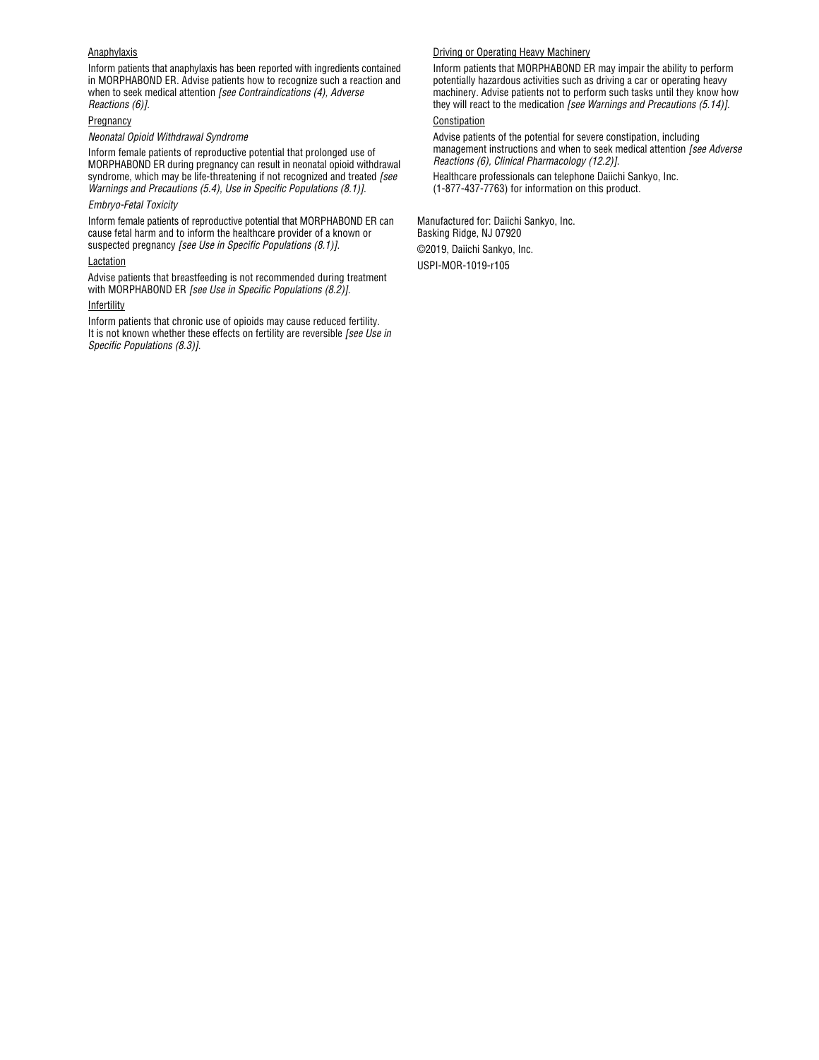<u>Anaphylaxis</u>

Inform patients that anaphylaxis has been reported with ingredients contained in MORPHABOND ER. Advise patients how to recognize such a reaction and when to seek medical attention *[see Contraindications (4), Adverse Reactions (6)]*.

<u>Pregnancy</u>

*Neonatal Opioid Withdrawal Syndrome*

Inform female patients of reproductive potential that prolonged use of MORPHABOND ER during pregnancy can result in neonatal opioid withdrawal syndrome, which may be life-threatening if not recognized and treated *[see Warnings and Precautions (5.4), Use in Specific Populations (8.1)]*.

*Embryo-Fetal Toxicity*

Inform female patients of reproductive potential that MORPHABOND ER can cause fetal harm and to inform the healthcare provider of a known or suspected pregnancy *[see Use in Specific Populations (8.1)]*.

<u>Lactation</u>

Advise patients that breastfeeding is not recommended during treatment with MORPHABOND ER *[see Use in Specific Populations (8.2)]*.

<u>Infertility</u>

Inform patients that chronic use of opioids may cause reduced fertility. It is not known whether these effects on fertility are reversible *[see Use in Specific Populations (8.3)]*.

<u>Driving or Operating Heavy Machinery</u>

Inform patients that MORPHABOND ER may impair the ability to perform potentially hazardous activities such as driving a car or operating heavy machinery. Advise patients not to perform such tasks until they know how they will react to the medication *[see Warnings and Precautions (5.14)]*.

<u>Constipation</u>

Advise patients of the potential for severe constipation, including management instructions and when to seek medical attention *[see Adverse Reactions (6), Clinical Pharmacology (12.2)]*.

Healthcare professionals can telephone Daiichi Sankyo, Inc. (1-877-437-7763) for information on this product.

Manufactured for: Daiichi Sankyo, Inc.
Basking Ridge, NJ 07920

©2019, Daiichi Sankyo, Inc.

USPI-MOR-1019-r105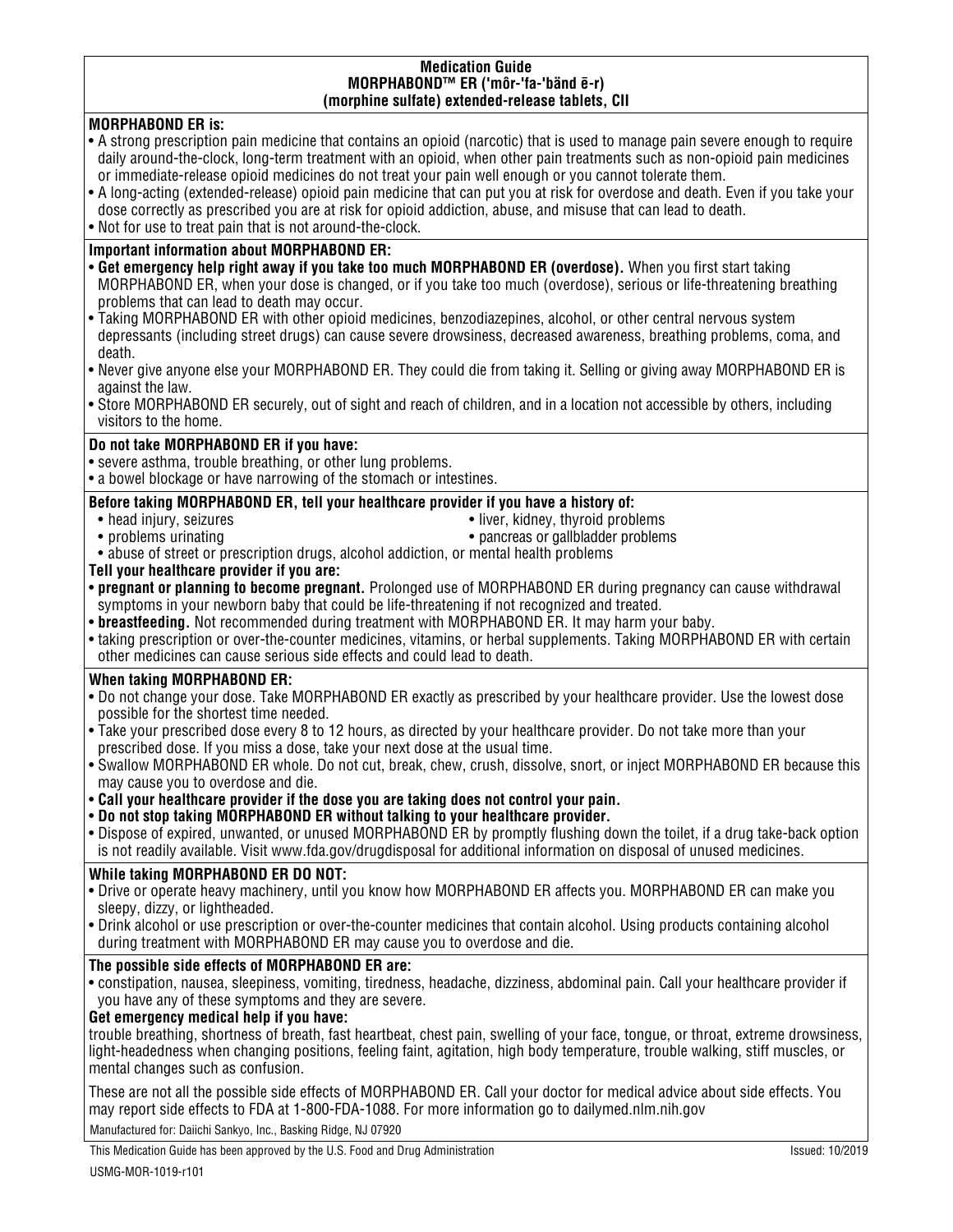# Medication Guide
## MORPHABOND™ ER ('môr-'fa-'bänd ē-r)
## (morphine sulfate) extended-release tablets, CII

**MORPHABOND ER is:**

- A strong prescription pain medicine that contains an opioid (narcotic) that is used to manage pain severe enough to require daily around-the-clock, long-term treatment with an opioid, when other pain treatments such as non-opioid pain medicines or immediate-release opioid medicines do not treat your pain well enough or you cannot tolerate them.
- A long-acting (extended-release) opioid pain medicine that can put you at risk for overdose and death. Even if you take your dose correctly as prescribed you are at risk for opioid addiction, abuse, and misuse that can lead to death.
- Not for use to treat pain that is not around-the-clock.

**Important information about MORPHABOND ER:**

- **Get emergency help right away if you take too much MORPHABOND ER (overdose).** When you first start taking MORPHABOND ER, when your dose is changed, or if you take too much (overdose), serious or life-threatening breathing problems that can lead to death may occur.
- Taking MORPHABOND ER with other opioid medicines, benzodiazepines, alcohol, or other central nervous system depressants (including street drugs) can cause severe drowsiness, decreased awareness, breathing problems, coma, and death.
- Never give anyone else your MORPHABOND ER. They could die from taking it. Selling or giving away MORPHABOND ER is against the law.
- Store MORPHABOND ER securely, out of sight and reach of children, and in a location not accessible by others, including visitors to the home.

**Do not take MORPHABOND ER if you have:**

- severe asthma, trouble breathing, or other lung problems.
- a bowel blockage or have narrowing of the stomach or intestines.

**Before taking MORPHABOND ER, tell your healthcare provider if you have a history of:**

- head injury, seizures
- liver, kidney, thyroid problems
- problems urinating
- pancreas or gallbladder problems
- abuse of street or prescription drugs, alcohol addiction, or mental health problems

**Tell your healthcare provider if you are:**

- **pregnant or planning to become pregnant.** Prolonged use of MORPHABOND ER during pregnancy can cause withdrawal symptoms in your newborn baby that could be life-threatening if not recognized and treated.
- **breastfeeding.** Not recommended during treatment with MORPHABOND ER. It may harm your baby.
- taking prescription or over-the-counter medicines, vitamins, or herbal supplements. Taking MORPHABOND ER with certain other medicines can cause serious side effects and could lead to death.

**When taking MORPHABOND ER:**

- Do not change your dose. Take MORPHABOND ER exactly as prescribed by your healthcare provider. Use the lowest dose possible for the shortest time needed.
- Take your prescribed dose every 8 to 12 hours, as directed by your healthcare provider. Do not take more than your prescribed dose. If you miss a dose, take your next dose at the usual time.
- Swallow MORPHABOND ER whole. Do not cut, break, chew, crush, dissolve, snort, or inject MORPHABOND ER because this may cause you to overdose and die.
- **Call your healthcare provider if the dose you are taking does not control your pain.**
- **Do not stop taking MORPHABOND ER without talking to your healthcare provider.**
- Dispose of expired, unwanted, or unused MORPHABOND ER by promptly flushing down the toilet, if a drug take-back option is not readily available. Visit www.fda.gov/drugdisposal for additional information on disposal of unused medicines.

**While taking MORPHABOND ER DO NOT:**

- Drive or operate heavy machinery, until you know how MORPHABOND ER affects you. MORPHABOND ER can make you sleepy, dizzy, or lightheaded.
- Drink alcohol or use prescription or over-the-counter medicines that contain alcohol. Using products containing alcohol during treatment with MORPHABOND ER may cause you to overdose and die.

**The possible side effects of MORPHABOND ER are:**

- constipation, nausea, sleepiness, vomiting, tiredness, headache, dizziness, abdominal pain. Call your healthcare provider if you have any of these symptoms and they are severe.

**Get emergency medical help if you have:**

trouble breathing, shortness of breath, fast heartbeat, chest pain, swelling of your face, tongue, or throat, extreme drowsiness, light-headedness when changing positions, feeling faint, agitation, high body temperature, trouble walking, stiff muscles, or mental changes such as confusion.

These are not all the possible side effects of MORPHABOND ER. Call your doctor for medical advice about side effects. You may report side effects to FDA at 1-800-FDA-1088. For more information go to dailymed.nlm.nih.gov

Manufactured for: Daiichi Sankyo, Inc., Basking Ridge, NJ 07920

This Medication Guide has been approved by the U.S. Food and Drug Administration

Issued: 10/2019

USMG-MOR-1019-r101